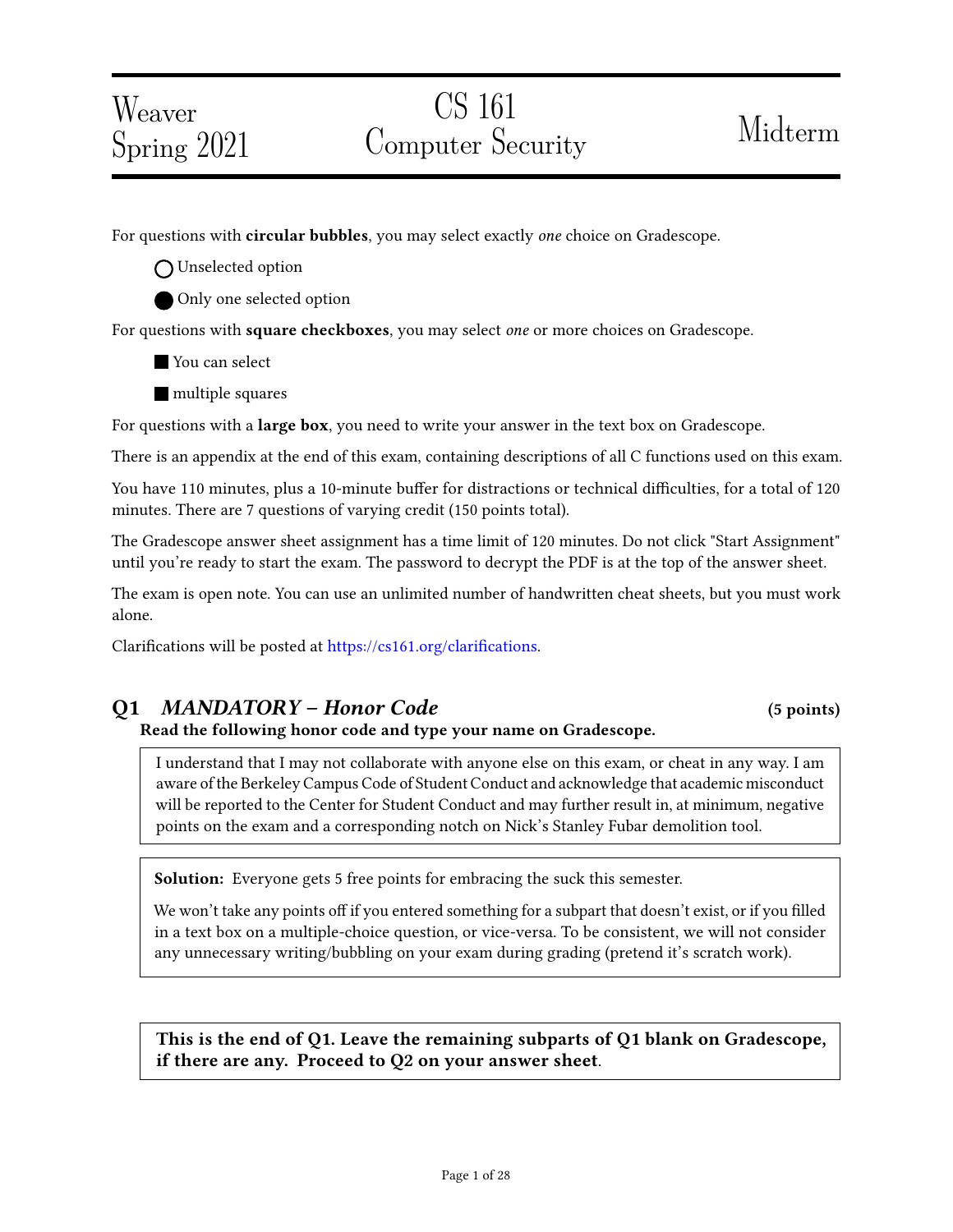Weaver
Spring 2021

# CS 161 Computer Security

Midterm

---

For questions with **circular bubbles**, you may select exactly *one* choice on Gradescope.

◯ Unselected option

⬤ Only one selected option

For questions with **square checkboxes**, you may select *one* or more choices on Gradescope.

■ You can select

■ multiple squares

For questions with a **large box**, you need to write your answer in the text box on Gradescope.

There is an appendix at the end of this exam, containing descriptions of all C functions used on this exam.

You have 110 minutes, plus a 10-minute buffer for distractions or technical difficulties, for a total of 120 minutes. There are 7 questions of varying credit (150 points total).

The Gradescope answer sheet assignment has a time limit of 120 minutes. Do not click "Start Assignment" until you're ready to start the exam. The password to decrypt the PDF is at the top of the answer sheet.

The exam is open note. You can use an unlimited number of handwritten cheat sheets, but you must work alone.

Clarifications will be posted at https://cs161.org/clarifications.

## Q1 *MANDATORY – Honor Code* (5 points)

**Read the following honor code and type your name on Gradescope.**

> I understand that I may not collaborate with anyone else on this exam, or cheat in any way. I am aware of the Berkeley Campus Code of Student Conduct and acknowledge that academic misconduct will be reported to the Center for Student Conduct and may further result in, at minimum, negative points on the exam and a corresponding notch on Nick's Stanley Fubar demolition tool.

> **Solution:** Everyone gets 5 free points for embracing the suck this semester.
>
> We won't take any points off if you entered something for a subpart that doesn't exist, or if you filled in a text box on a multiple-choice question, or vice-versa. To be consistent, we will not consider any unnecessary writing/bubbling on your exam during grading (pretend it's scratch work).

> **This is the end of Q1. Leave the remaining subparts of Q1 blank on Gradescope, if there are any. Proceed to Q2 on your answer sheet.**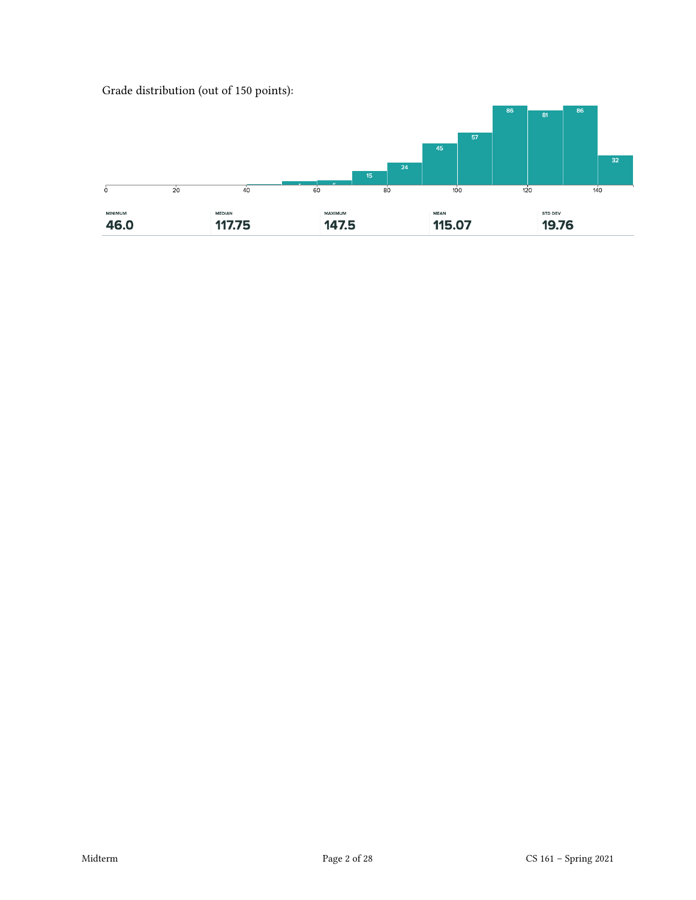Grade distribution (out of 150 points):

| MINIMUM | MEDIAN | MAXIMUM | MEAN | STD DEV |
| --- | --- | --- | --- | --- |
| 46.0 | 117.75 | 147.5 | 115.07 | 19.76 |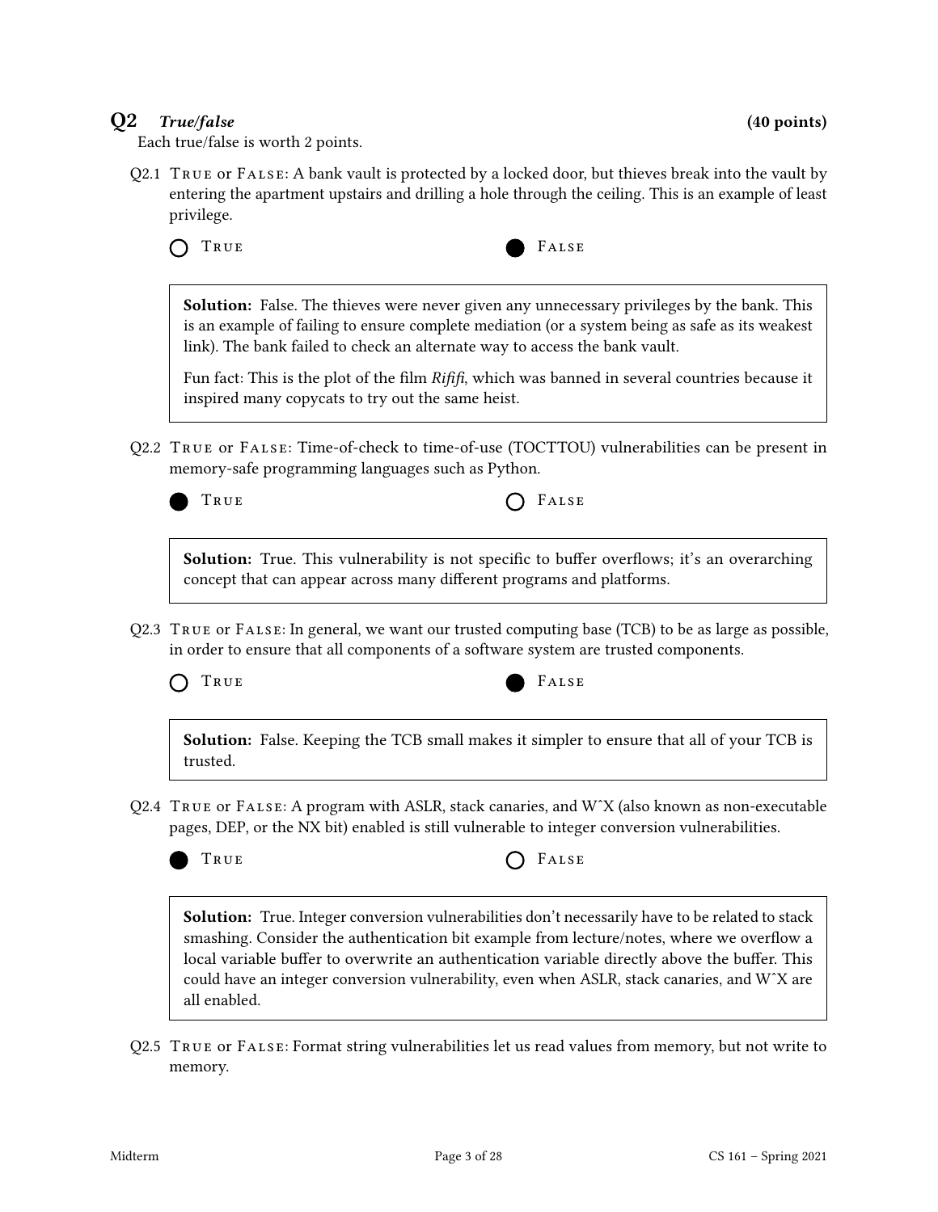## Q2 *True/false* (40 points)

Each true/false is worth 2 points.

Q2.1 True or False: A bank vault is protected by a locked door, but thieves break into the vault by entering the apartment upstairs and drilling a hole through the ceiling. This is an example of least privilege.

○ True ● False

> **Solution:** False. The thieves were never given any unnecessary privileges by the bank. This is an example of failing to ensure complete mediation (or a system being as safe as its weakest link). The bank failed to check an alternate way to access the bank vault.
>
> Fun fact: This is the plot of the film *Rififi*, which was banned in several countries because it inspired many copycats to try out the same heist.

Q2.2 True or False: Time-of-check to time-of-use (TOCTTOU) vulnerabilities can be present in memory-safe programming languages such as Python.

● True ○ False

> **Solution:** True. This vulnerability is not specific to buffer overflows; it's an overarching concept that can appear across many different programs and platforms.

Q2.3 True or False: In general, we want our trusted computing base (TCB) to be as large as possible, in order to ensure that all components of a software system are trusted components.

○ True ● False

> **Solution:** False. Keeping the TCB small makes it simpler to ensure that all of your TCB is trusted.

Q2.4 True or False: A program with ASLR, stack canaries, and W^X (also known as non-executable pages, DEP, or the NX bit) enabled is still vulnerable to integer conversion vulnerabilities.

● True ○ False

> **Solution:** True. Integer conversion vulnerabilities don't necessarily have to be related to stack smashing. Consider the authentication bit example from lecture/notes, where we overflow a local variable buffer to overwrite an authentication variable directly above the buffer. This could have an integer conversion vulnerability, even when ASLR, stack canaries, and W^X are all enabled.

Q2.5 True or False: Format string vulnerabilities let us read values from memory, but not write to memory.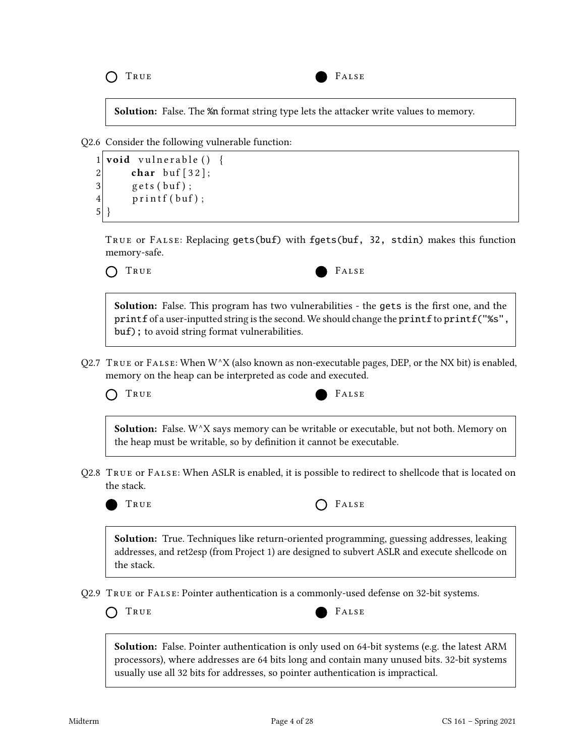○ True ● False

**Solution:** False. The %n format string type lets the attacker write values to memory.

Q2.6 Consider the following vulnerable function:

```
1 void vulnerable() {
2     char buf[32];
3     gets(buf);
4     printf(buf);
5 }
```

True or False: Replacing gets(buf) with fgets(buf, 32, stdin) makes this function memory-safe.

○ True ● False

**Solution:** False. This program has two vulnerabilities - the gets is the first one, and the printf of a user-inputted string is the second. We should change the printf to printf("%s", buf); to avoid string format vulnerabilities.

Q2.7 True or False: When W^X (also known as non-executable pages, DEP, or the NX bit) is enabled, memory on the heap can be interpreted as code and executed.

○ True ● False

**Solution:** False. W^X says memory can be writable or executable, but not both. Memory on the heap must be writable, so by definition it cannot be executable.

Q2.8 True or False: When ASLR is enabled, it is possible to redirect to shellcode that is located on the stack.

● True ○ False

**Solution:** True. Techniques like return-oriented programming, guessing addresses, leaking addresses, and ret2esp (from Project 1) are designed to subvert ASLR and execute shellcode on the stack.

Q2.9 True or False: Pointer authentication is a commonly-used defense on 32-bit systems.

○ True ● False

**Solution:** False. Pointer authentication is only used on 64-bit systems (e.g. the latest ARM processors), where addresses are 64 bits long and contain many unused bits. 32-bit systems usually use all 32 bits for addresses, so pointer authentication is impractical.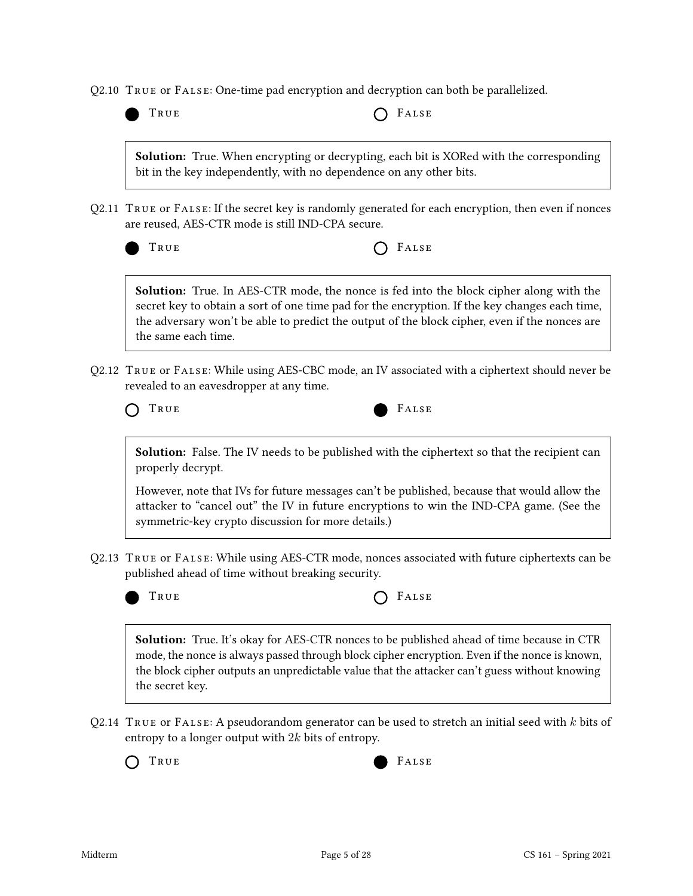Q2.10 True or False: One-time pad encryption and decryption can both be parallelized.

● True ○ False

> **Solution:** True. When encrypting or decrypting, each bit is XORed with the corresponding bit in the key independently, with no dependence on any other bits.

Q2.11 True or False: If the secret key is randomly generated for each encryption, then even if nonces are reused, AES-CTR mode is still IND-CPA secure.

● True ○ False

> **Solution:** True. In AES-CTR mode, the nonce is fed into the block cipher along with the secret key to obtain a sort of one time pad for the encryption. If the key changes each time, the adversary won't be able to predict the output of the block cipher, even if the nonces are the same each time.

Q2.12 True or False: While using AES-CBC mode, an IV associated with a ciphertext should never be revealed to an eavesdropper at any time.

○ True ● False

> **Solution:** False. The IV needs to be published with the ciphertext so that the recipient can properly decrypt.
>
> However, note that IVs for future messages can't be published, because that would allow the attacker to "cancel out" the IV in future encryptions to win the IND-CPA game. (See the symmetric-key crypto discussion for more details.)

Q2.13 True or False: While using AES-CTR mode, nonces associated with future ciphertexts can be published ahead of time without breaking security.

● True ○ False

> **Solution:** True. It's okay for AES-CTR nonces to be published ahead of time because in CTR mode, the nonce is always passed through block cipher encryption. Even if the nonce is known, the block cipher outputs an unpredictable value that the attacker can't guess without knowing the secret key.

Q2.14 True or False: A pseudorandom generator can be used to stretch an initial seed with $k$ bits of entropy to a longer output with $2k$ bits of entropy.

○ True ● False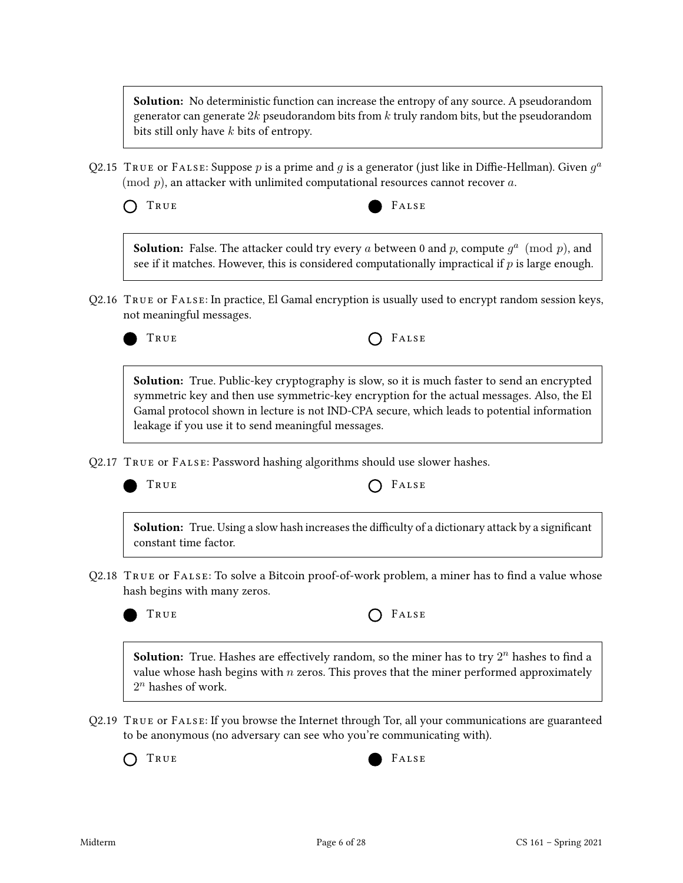**Solution:** No deterministic function can increase the entropy of any source. A pseudorandom generator can generate $2k$ pseudorandom bits from $k$ truly random bits, but the pseudorandom bits still only have $k$ bits of entropy.

Q2.15 TRUE or FALSE: Suppose $p$ is a prime and $g$ is a generator (just like in Diffie-Hellman). Given $g^a \pmod p$, an attacker with unlimited computational resources cannot recover $a$.

○ TRUE ● FALSE

**Solution:** False. The attacker could try every $a$ between 0 and $p$, compute $g^a \pmod p$, and see if it matches. However, this is considered computationally impractical if $p$ is large enough.

Q2.16 TRUE or FALSE: In practice, El Gamal encryption is usually used to encrypt random session keys, not meaningful messages.

● TRUE ○ FALSE

**Solution:** True. Public-key cryptography is slow, so it is much faster to send an encrypted symmetric key and then use symmetric-key encryption for the actual messages. Also, the El Gamal protocol shown in lecture is not IND-CPA secure, which leads to potential information leakage if you use it to send meaningful messages.

Q2.17 TRUE or FALSE: Password hashing algorithms should use slower hashes.

● TRUE ○ FALSE

**Solution:** True. Using a slow hash increases the difficulty of a dictionary attack by a significant constant time factor.

Q2.18 TRUE or FALSE: To solve a Bitcoin proof-of-work problem, a miner has to find a value whose hash begins with many zeros.

● TRUE ○ FALSE

**Solution:** True. Hashes are effectively random, so the miner has to try $2^n$ hashes to find a value whose hash begins with $n$ zeros. This proves that the miner performed approximately $2^n$ hashes of work.

Q2.19 TRUE or FALSE: If you browse the Internet through Tor, all your communications are guaranteed to be anonymous (no adversary can see who you're communicating with).

○ TRUE ● FALSE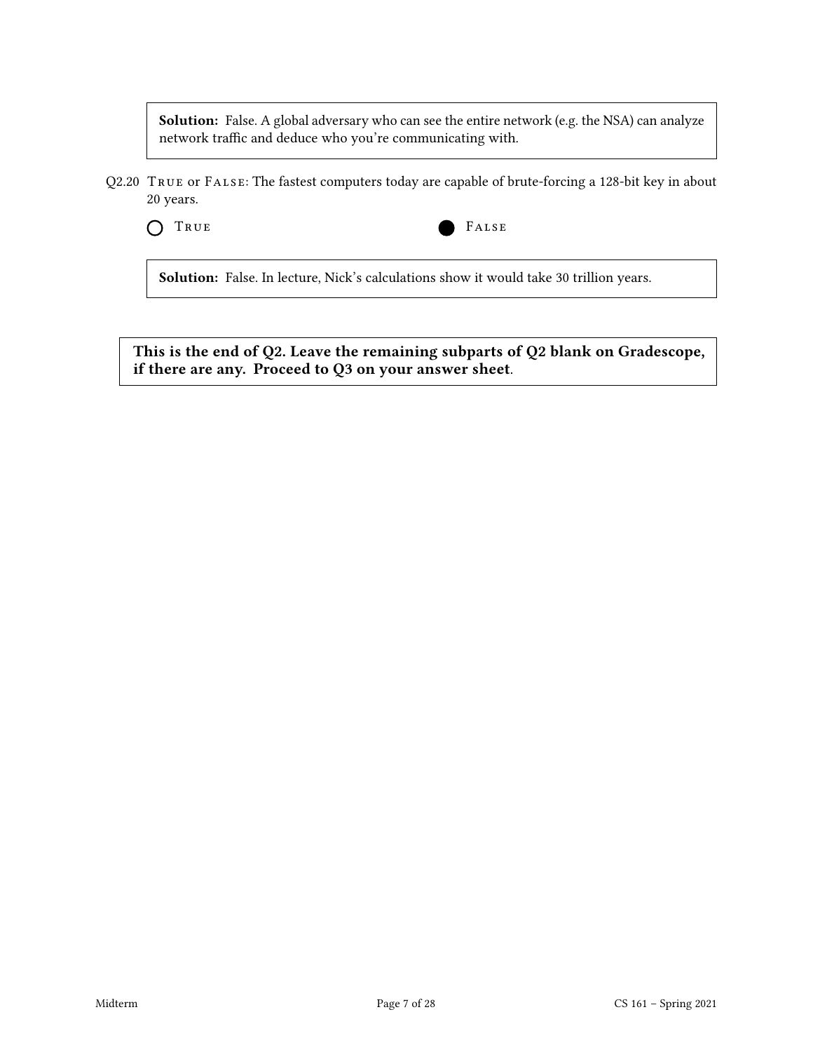**Solution:** False. A global adversary who can see the entire network (e.g. the NSA) can analyze network traffic and deduce who you're communicating with.

Q2.20 True or False: The fastest computers today are capable of brute-forcing a 128-bit key in about 20 years.

○ True ● False

**Solution:** False. In lecture, Nick's calculations show it would take 30 trillion years.

**This is the end of Q2. Leave the remaining subparts of Q2 blank on Gradescope, if there are any. Proceed to Q3 on your answer sheet.**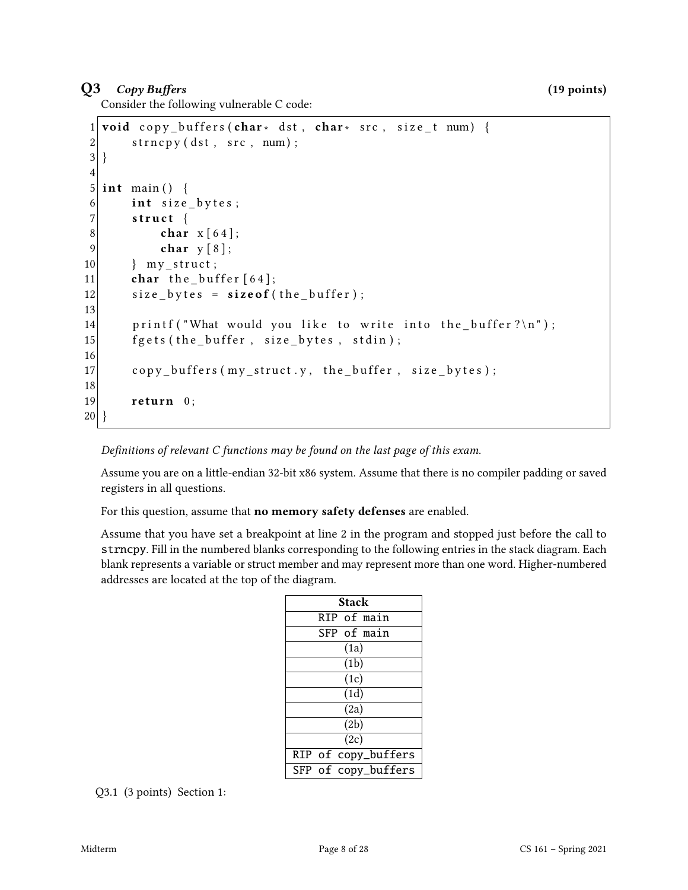## Q3 *Copy Buffers* (19 points)

Consider the following vulnerable C code:

```
1  void copy_buffers(char* dst, char* src, size_t num) {
2      strncpy(dst, src, num);
3  }
4
5  int main() {
6      int size_bytes;
7      struct {
8          char x[64];
9          char y[8];
10     } my_struct;
11     char the_buffer[64];
12     size_bytes = sizeof(the_buffer);
13
14     printf("What would you like to write into the_buffer?\n");
15     fgets(the_buffer, size_bytes, stdin);
16
17     copy_buffers(my_struct.y, the_buffer, size_bytes);
18
19     return 0;
20 }
```

*Definitions of relevant C functions may be found on the last page of this exam.*

Assume you are on a little-endian 32-bit x86 system. Assume that there is no compiler padding or saved registers in all questions.

For this question, assume that **no memory safety defenses** are enabled.

Assume that you have set a breakpoint at line 2 in the program and stopped just before the call to `strncpy`. Fill in the numbered blanks corresponding to the following entries in the stack diagram. Each blank represents a variable or struct member and may represent more than one word. Higher-numbered addresses are located at the top of the diagram.

| Stack |
|---|
| RIP of main |
| SFP of main |
| (1a) |
| (1b) |
| (1c) |
| (1d) |
| (2a) |
| (2b) |
| (2c) |
| RIP of copy_buffers |
| SFP of copy_buffers |

Q3.1 (3 points) Section 1: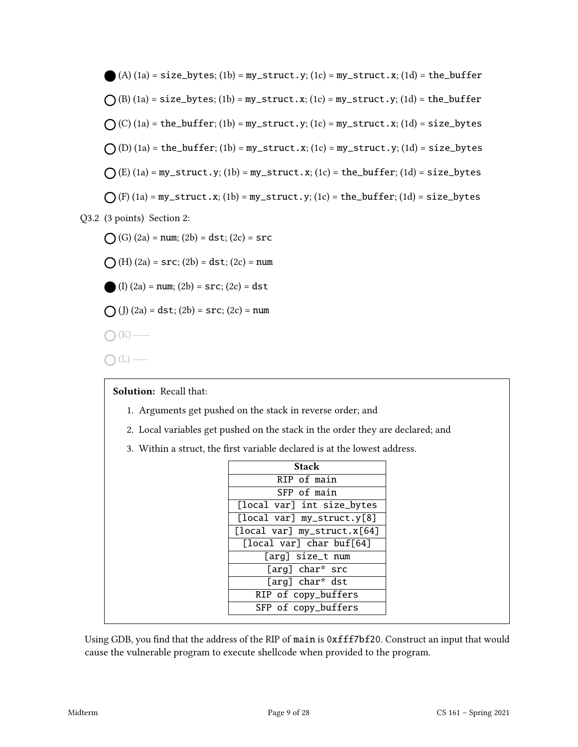● (A) (1a) = size_bytes; (1b) = my_struct.y; (1c) = my_struct.x; (1d) = the_buffer

○ (B) (1a) = size_bytes; (1b) = my_struct.x; (1c) = my_struct.y; (1d) = the_buffer

○ (C) (1a) = the_buffer; (1b) = my_struct.y; (1c) = my_struct.x; (1d) = size_bytes

○ (D) (1a) = the_buffer; (1b) = my_struct.x; (1c) = my_struct.y; (1d) = size_bytes

○ (E) (1a) = my_struct.y; (1b) = my_struct.x; (1c) = the_buffer; (1d) = size_bytes

○ (F) (1a) = my_struct.x; (1b) = my_struct.y; (1c) = the_buffer; (1d) = size_bytes

Q3.2 (3 points) Section 2:

○ (G) (2a) = num; (2b) = dst; (2c) = src

○ (H) (2a) = src; (2b) = dst; (2c) = num

● (I) (2a) = num; (2b) = src; (2c) = dst

○ (J) (2a) = dst; (2b) = src; (2c) = num

○ (K) ——

○ (L) ——

**Solution:** Recall that:

1. Arguments get pushed on the stack in reverse order; and
2. Local variables get pushed on the stack in the order they are declared; and
3. Within a struct, the first variable declared is at the lowest address.

| Stack |
|---|
| RIP of main |
| SFP of main |
| [local var] int size_bytes |
| [local var] my_struct.y[8] |
| [local var] my_struct.x[64] |
| [local var] char buf[64] |
| [arg] size_t num |
| [arg] char* src |
| [arg] char* dst |
| RIP of copy_buffers |
| SFP of copy_buffers |

Using GDB, you find that the address of the RIP of main is 0xfff7bf20. Construct an input that would cause the vulnerable program to execute shellcode when provided to the program.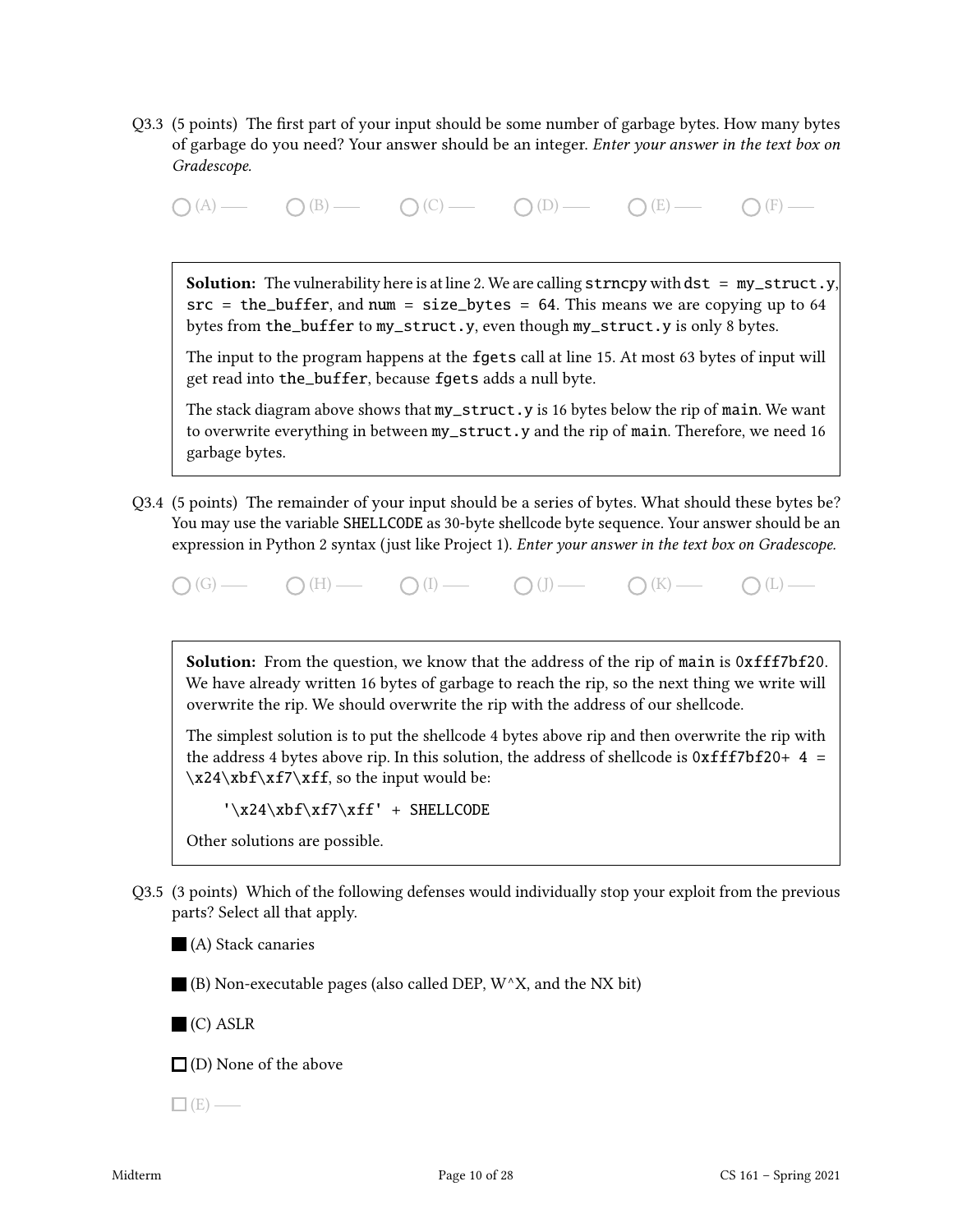Q3.3 (5 points) The first part of your input should be some number of garbage bytes. How many bytes of garbage do you need? Your answer should be an integer. *Enter your answer in the text box on Gradescope.*

◯ (A) —— ◯ (B) —— ◯ (C) —— ◯ (D) —— ◯ (E) —— ◯ (F) ——

> **Solution:** The vulnerability here is at line 2. We are calling `strncpy` with `dst = my_struct.y`, `src = the_buffer`, and `num = size_bytes = 64`. This means we are copying up to 64 bytes from `the_buffer` to `my_struct.y`, even though `my_struct.y` is only 8 bytes.
>
> The input to the program happens at the `fgets` call at line 15. At most 63 bytes of input will get read into `the_buffer`, because `fgets` adds a null byte.
>
> The stack diagram above shows that `my_struct.y` is 16 bytes below the rip of `main`. We want to overwrite everything in between `my_struct.y` and the rip of `main`. Therefore, we need 16 garbage bytes.

Q3.4 (5 points) The remainder of your input should be a series of bytes. What should these bytes be? You may use the variable `SHELLCODE` as 30-byte shellcode byte sequence. Your answer should be an expression in Python 2 syntax (just like Project 1). *Enter your answer in the text box on Gradescope.*

◯ (G) —— ◯ (H) —— ◯ (I) —— ◯ (J) —— ◯ (K) —— ◯ (L) ——

> **Solution:** From the question, we know that the address of the rip of `main` is `0xfff7bf20`. We have already written 16 bytes of garbage to reach the rip, so the next thing we write will overwrite the rip. We should overwrite the rip with the address of our shellcode.
>
> The simplest solution is to put the shellcode 4 bytes above rip and then overwrite the rip with the address 4 bytes above rip. In this solution, the address of shellcode is `0xfff7bf20+ 4 = \x24\xbf\xf7\xff`, so the input would be:
>
> ```
> '\x24\xbf\xf7\xff' + SHELLCODE
> ```
>
> Other solutions are possible.

Q3.5 (3 points) Which of the following defenses would individually stop your exploit from the previous parts? Select all that apply.

■ (A) Stack canaries

■ (B) Non-executable pages (also called DEP, W^X, and the NX bit)

■ (C) ASLR

☐ (D) None of the above

☐ (E) ——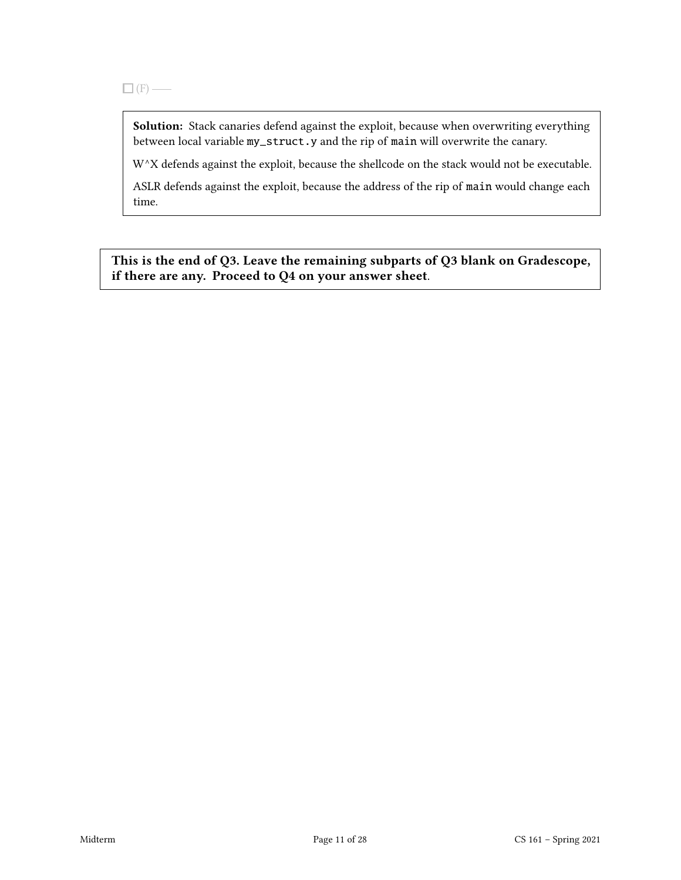☐ (F) ——

> **Solution:** Stack canaries defend against the exploit, because when overwriting everything between local variable `my_struct.y` and the rip of `main` will overwrite the canary.
>
> W^X defends against the exploit, because the shellcode on the stack would not be executable.
>
> ASLR defends against the exploit, because the address of the rip of `main` would change each time.

**This is the end of Q3. Leave the remaining subparts of Q3 blank on Gradescope, if there are any. Proceed to Q4 on your answer sheet.**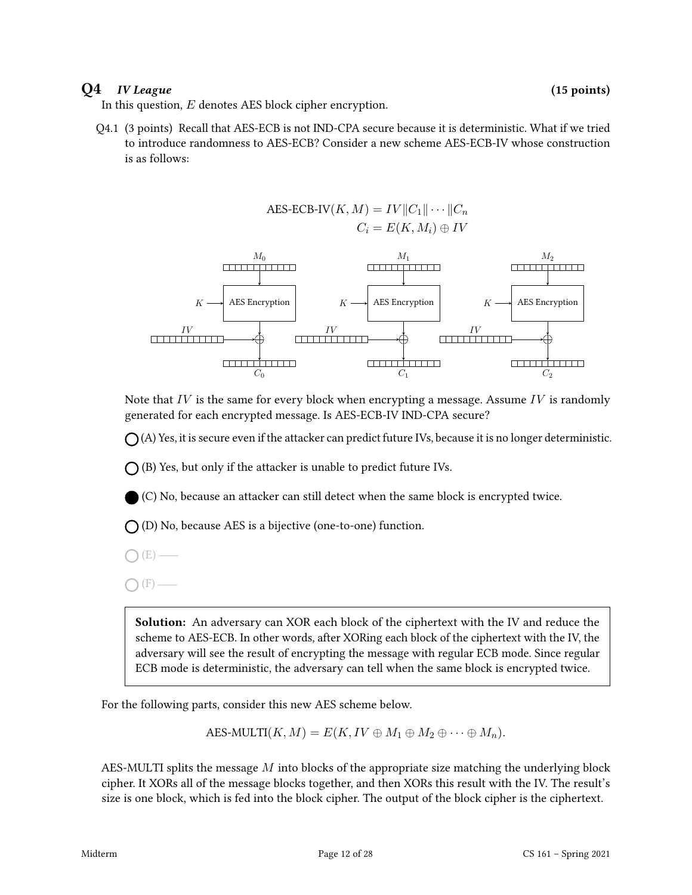## Q4 *IV League* (15 points)

In this question, $E$ denotes AES block cipher encryption.

Q4.1 (3 points) Recall that AES-ECB is not IND-CPA secure because it is deterministic. What if we tried to introduce randomness to AES-ECB? Consider a new scheme AES-ECB-IV whose construction is as follows:

$$\text{AES-ECB-IV}(K, M) = IV \| C_1 \| \cdots \| C_n$$
$$C_i = E(K, M_i) \oplus IV$$

Note that $IV$ is the same for every block when encrypting a message. Assume $IV$ is randomly generated for each encrypted message. Is AES-ECB-IV IND-CPA secure?

- ○ (A) Yes, it is secure even if the attacker can predict future IVs, because it is no longer deterministic.
- ○ (B) Yes, but only if the attacker is unable to predict future IVs.
- ● (C) No, because an attacker can still detect when the same block is encrypted twice.
- ○ (D) No, because AES is a bijective (one-to-one) function.
- ○ (E) ——
- ○ (F) ——

**Solution:** An adversary can XOR each block of the ciphertext with the IV and reduce the scheme to AES-ECB. In other words, after XORing each block of the ciphertext with the IV, the adversary will see the result of encrypting the message with regular ECB mode. Since regular ECB mode is deterministic, the adversary can tell when the same block is encrypted twice.

For the following parts, consider this new AES scheme below.

$$\text{AES-MULTI}(K, M) = E(K, IV \oplus M_1 \oplus M_2 \oplus \cdots \oplus M_n).$$

AES-MULTI splits the message $M$ into blocks of the appropriate size matching the underlying block cipher. It XORs all of the message blocks together, and then XORs this result with the IV. The result's size is one block, which is fed into the block cipher. The output of the block cipher is the ciphertext.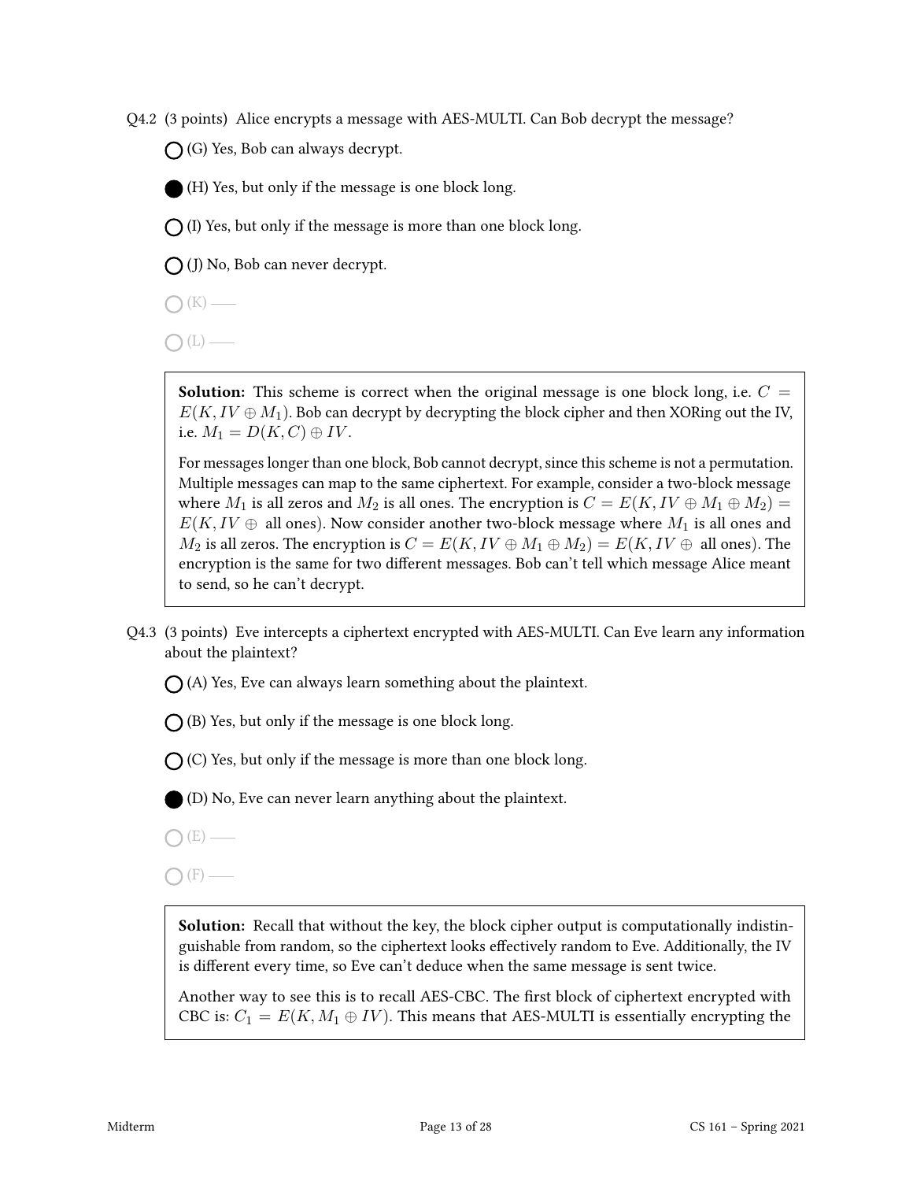Q4.2 (3 points) Alice encrypts a message with AES-MULTI. Can Bob decrypt the message?

- ○ (G) Yes, Bob can always decrypt.
- ● (H) Yes, but only if the message is one block long.
- ○ (I) Yes, but only if the message is more than one block long.
- ○ (J) No, Bob can never decrypt.
- ○ (K) ——
- ○ (L) ——

**Solution:** This scheme is correct when the original message is one block long, i.e. $C = E(K, IV \oplus M_1)$. Bob can decrypt by decrypting the block cipher and then XORing out the IV, i.e. $M_1 = D(K, C) \oplus IV$.

For messages longer than one block, Bob cannot decrypt, since this scheme is not a permutation. Multiple messages can map to the same ciphertext. For example, consider a two-block message where $M_1$ is all zeros and $M_2$ is all ones. The encryption is $C = E(K, IV \oplus M_1 \oplus M_2) = E(K, IV \oplus \text{ all ones})$. Now consider another two-block message where $M_1$ is all ones and $M_2$ is all zeros. The encryption is $C = E(K, IV \oplus M_1 \oplus M_2) = E(K, IV \oplus \text{ all ones})$. The encryption is the same for two different messages. Bob can't tell which message Alice meant to send, so he can't decrypt.

Q4.3 (3 points) Eve intercepts a ciphertext encrypted with AES-MULTI. Can Eve learn any information about the plaintext?

- ○ (A) Yes, Eve can always learn something about the plaintext.
- ○ (B) Yes, but only if the message is one block long.
- ○ (C) Yes, but only if the message is more than one block long.
- ● (D) No, Eve can never learn anything about the plaintext.
- ○ (E) ——
- ○ (F) ——

**Solution:** Recall that without the key, the block cipher output is computationally indistinguishable from random, so the ciphertext looks effectively random to Eve. Additionally, the IV is different every time, so Eve can't deduce when the same message is sent twice.

Another way to see this is to recall AES-CBC. The first block of ciphertext encrypted with CBC is: $C_1 = E(K, M_1 \oplus IV)$. This means that AES-MULTI is essentially encrypting the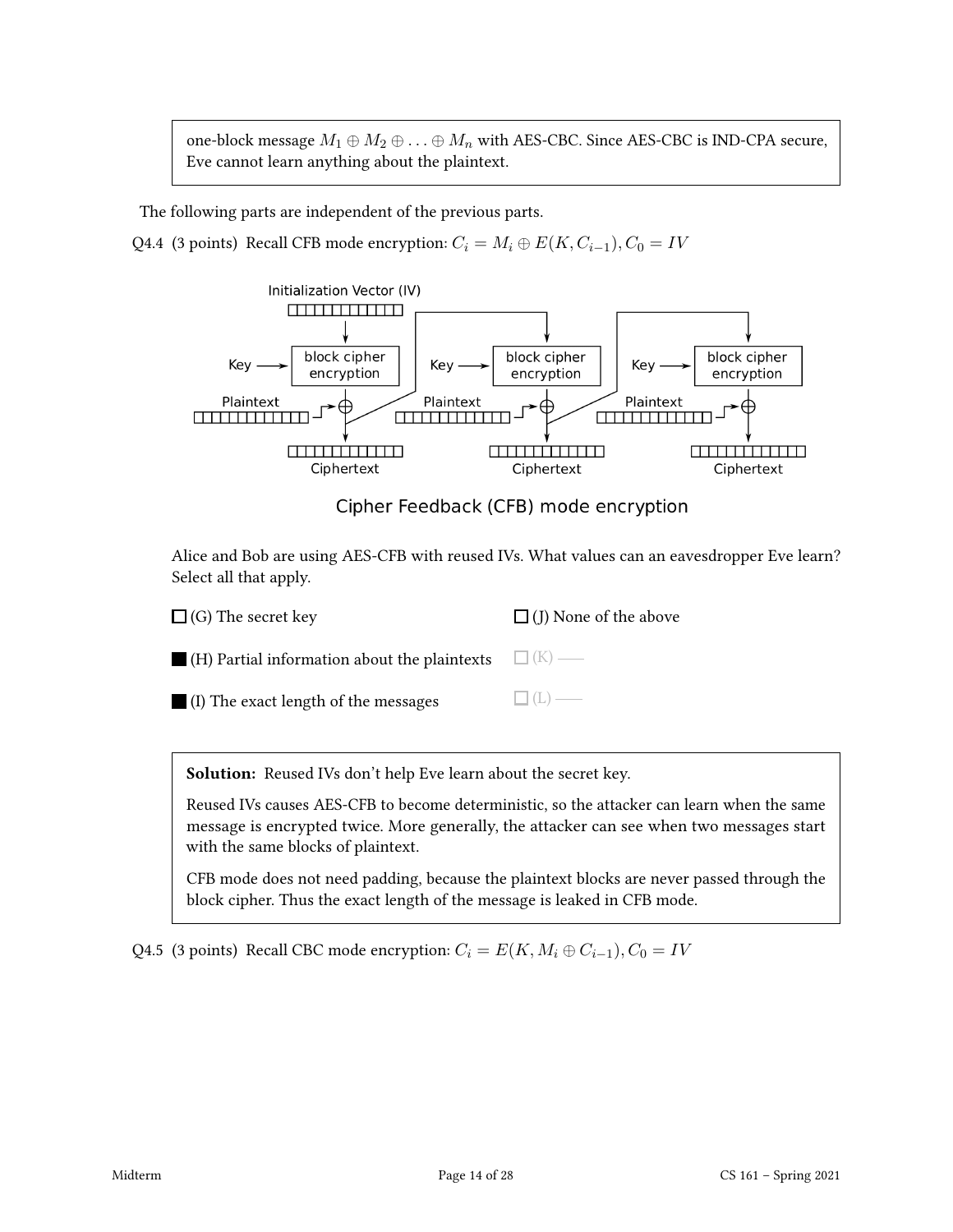one-block message $M_1 \oplus M_2 \oplus \ldots \oplus M_n$ with AES-CBC. Since AES-CBC is IND-CPA secure, Eve cannot learn anything about the plaintext.

The following parts are independent of the previous parts.

Q4.4 (3 points) Recall CFB mode encryption: $C_i = M_i \oplus E(K, C_{i-1}), C_0 = IV$

Cipher Feedback (CFB) mode encryption

Alice and Bob are using AES-CFB with reused IVs. What values can an eavesdropper Eve learn? Select all that apply.

- ☐ (G) The secret key
- ■ (H) Partial information about the plaintexts
- ■ (I) The exact length of the messages
- ☐ (J) None of the above
- ☐ (K) ——
- ☐ (L) ——

**Solution:** Reused IVs don't help Eve learn about the secret key.

Reused IVs causes AES-CFB to become deterministic, so the attacker can learn when the same message is encrypted twice. More generally, the attacker can see when two messages start with the same blocks of plaintext.

CFB mode does not need padding, because the plaintext blocks are never passed through the block cipher. Thus the exact length of the message is leaked in CFB mode.

Q4.5 (3 points) Recall CBC mode encryption: $C_i = E(K, M_i \oplus C_{i-1}), C_0 = IV$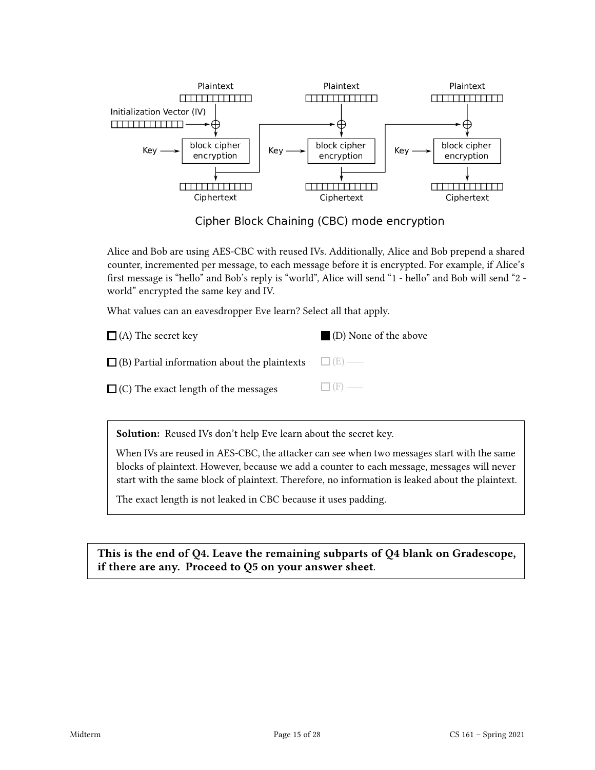Plaintext Plaintext Plaintext

Initialization Vector (IV)

Key → block cipher encryption | Key → block cipher encryption | Key → block cipher encryption

Ciphertext Ciphertext Ciphertext

Cipher Block Chaining (CBC) mode encryption

Alice and Bob are using AES-CBC with reused IVs. Additionally, Alice and Bob prepend a shared counter, incremented per message, to each message before it is encrypted. For example, if Alice's first message is "hello" and Bob's reply is "world", Alice will send "1 - hello" and Bob will send "2 - world" encrypted the same key and IV.

What values can an eavesdropper Eve learn? Select all that apply.

- ☐ (A) The secret key
- ☐ (B) Partial information about the plaintexts
- ☐ (C) The exact length of the messages
- ■ (D) None of the above
- ☐ (E) ——
- ☐ (F) ——

**Solution:** Reused IVs don't help Eve learn about the secret key.

When IVs are reused in AES-CBC, the attacker can see when two messages start with the same blocks of plaintext. However, because we add a counter to each message, messages will never start with the same block of plaintext. Therefore, no information is leaked about the plaintext.

The exact length is not leaked in CBC because it uses padding.

**This is the end of Q4. Leave the remaining subparts of Q4 blank on Gradescope, if there are any. Proceed to Q5 on your answer sheet.**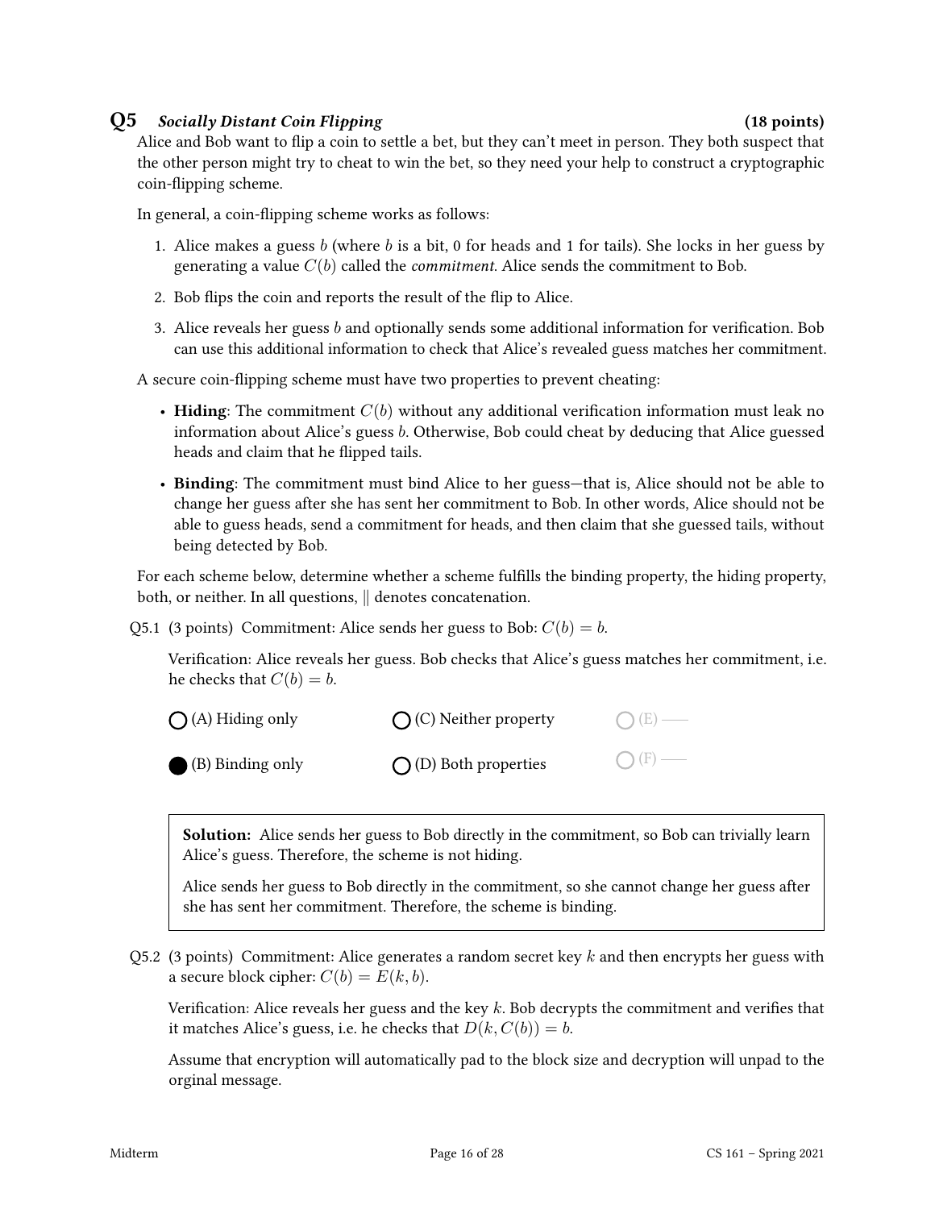## Q5 *Socially Distant Coin Flipping* (18 points)

Alice and Bob want to flip a coin to settle a bet, but they can't meet in person. They both suspect that the other person might try to cheat to win the bet, so they need your help to construct a cryptographic coin-flipping scheme.

In general, a coin-flipping scheme works as follows:

1. Alice makes a guess $b$ (where $b$ is a bit, 0 for heads and 1 for tails). She locks in her guess by generating a value $C(b)$ called the *commitment*. Alice sends the commitment to Bob.
2. Bob flips the coin and reports the result of the flip to Alice.
3. Alice reveals her guess $b$ and optionally sends some additional information for verification. Bob can use this additional information to check that Alice's revealed guess matches her commitment.

A secure coin-flipping scheme must have two properties to prevent cheating:

- **Hiding**: The commitment $C(b)$ without any additional verification information must leak no information about Alice's guess $b$. Otherwise, Bob could cheat by deducing that Alice guessed heads and claim that he flipped tails.
- **Binding**: The commitment must bind Alice to her guess—that is, Alice should not be able to change her guess after she has sent her commitment to Bob. In other words, Alice should not be able to guess heads, send a commitment for heads, and then claim that she guessed tails, without being detected by Bob.

For each scheme below, determine whether a scheme fulfills the binding property, the hiding property, both, or neither. In all questions, $\|$ denotes concatenation.

Q5.1 (3 points) Commitment: Alice sends her guess to Bob: $C(b) = b$.

Verification: Alice reveals her guess. Bob checks that Alice's guess matches her commitment, i.e. he checks that $C(b) = b$.

○ (A) Hiding only

● (B) Binding only

○ (C) Neither property

○ (D) Both properties

○ (E) ——

○ (F) ——

**Solution:** Alice sends her guess to Bob directly in the commitment, so Bob can trivially learn Alice's guess. Therefore, the scheme is not hiding.

Alice sends her guess to Bob directly in the commitment, so she cannot change her guess after she has sent her commitment. Therefore, the scheme is binding.

Q5.2 (3 points) Commitment: Alice generates a random secret key $k$ and then encrypts her guess with a secure block cipher: $C(b) = E(k, b)$.

Verification: Alice reveals her guess and the key $k$. Bob decrypts the commitment and verifies that it matches Alice's guess, i.e. he checks that $D(k, C(b)) = b$.

Assume that encryption will automatically pad to the block size and decryption will unpad to the orginal message.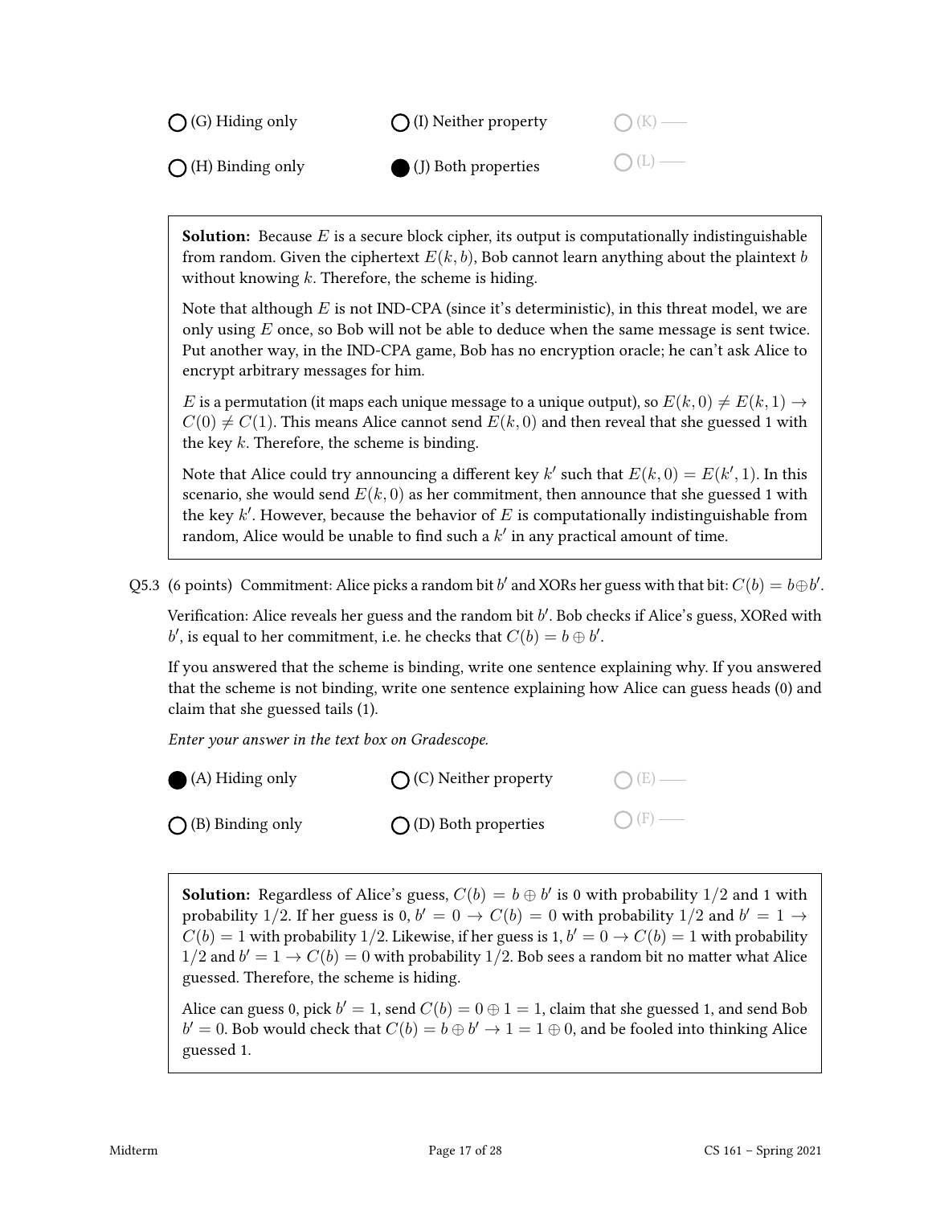○ (G) Hiding only ○ (I) Neither property ○ (K) ——

○ (H) Binding only ● (J) Both properties ○ (L) ——

> **Solution:** Because $E$ is a secure block cipher, its output is computationally indistinguishable from random. Given the ciphertext $E(k, b)$, Bob cannot learn anything about the plaintext $b$ without knowing $k$. Therefore, the scheme is hiding.
>
> Note that although $E$ is not IND-CPA (since it's deterministic), in this threat model, we are only using $E$ once, so Bob will not be able to deduce when the same message is sent twice. Put another way, in the IND-CPA game, Bob has no encryption oracle; he can't ask Alice to encrypt arbitrary messages for him.
>
> $E$ is a permutation (it maps each unique message to a unique output), so $E(k, 0) \neq E(k, 1) \rightarrow C(0) \neq C(1)$. This means Alice cannot send $E(k, 0)$ and then reveal that she guessed 1 with the key $k$. Therefore, the scheme is binding.
>
> Note that Alice could try announcing a different key $k'$ such that $E(k, 0) = E(k', 1)$. In this scenario, she would send $E(k, 0)$ as her commitment, then announce that she guessed 1 with the key $k'$. However, because the behavior of $E$ is computationally indistinguishable from random, Alice would be unable to find such a $k'$ in any practical amount of time.

Q5.3 (6 points) Commitment: Alice picks a random bit $b'$ and XORs her guess with that bit: $C(b) = b \oplus b'$.

Verification: Alice reveals her guess and the random bit $b'$. Bob checks if Alice's guess, XORed with $b'$, is equal to her commitment, i.e. he checks that $C(b) = b \oplus b'$.

If you answered that the scheme is binding, write one sentence explaining why. If you answered that the scheme is not binding, write one sentence explaining how Alice can guess heads (0) and claim that she guessed tails (1).

*Enter your answer in the text box on Gradescope.*

● (A) Hiding only ○ (C) Neither property ○ (E) ——

○ (B) Binding only ○ (D) Both properties ○ (F) ——

> **Solution:** Regardless of Alice's guess, $C(b) = b \oplus b'$ is 0 with probability $1/2$ and 1 with probability $1/2$. If her guess is 0, $b' = 0 \rightarrow C(b) = 0$ with probability $1/2$ and $b' = 1 \rightarrow C(b) = 1$ with probability $1/2$. Likewise, if her guess is 1, $b' = 0 \rightarrow C(b) = 1$ with probability $1/2$ and $b' = 1 \rightarrow C(b) = 0$ with probability $1/2$. Bob sees a random bit no matter what Alice guessed. Therefore, the scheme is hiding.
>
> Alice can guess 0, pick $b' = 1$, send $C(b) = 0 \oplus 1 = 1$, claim that she guessed 1, and send Bob $b' = 0$. Bob would check that $C(b) = b \oplus b' \rightarrow 1 = 1 \oplus 0$, and be fooled into thinking Alice guessed 1.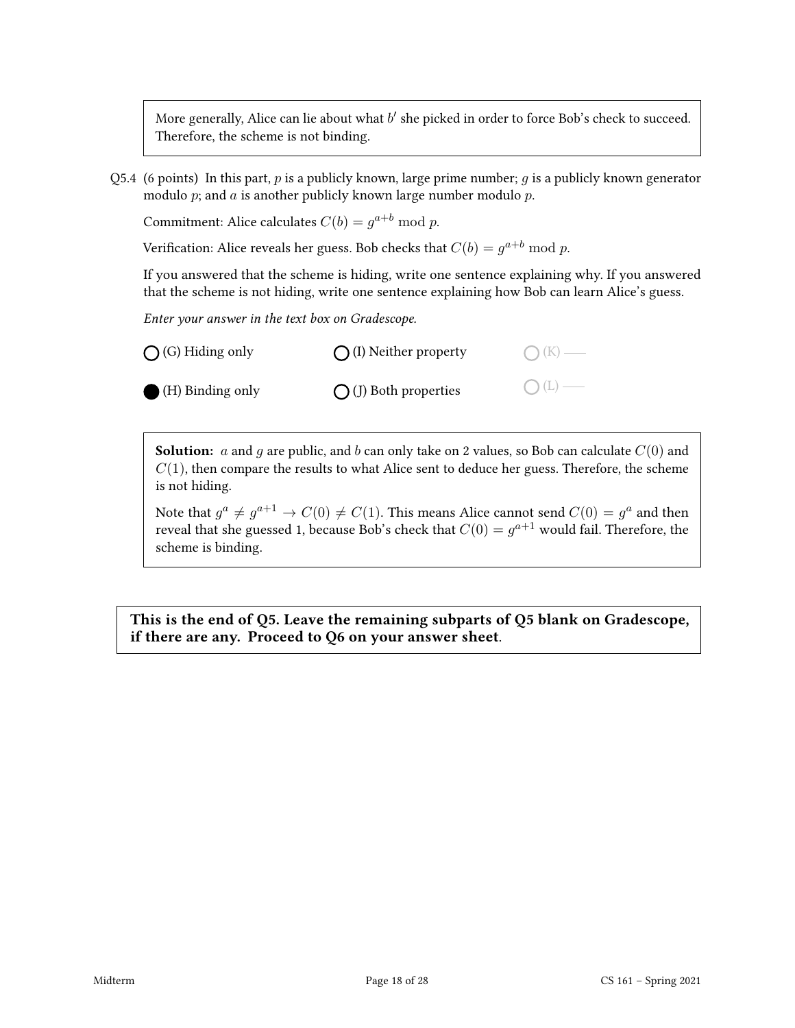> More generally, Alice can lie about what $b'$ she picked in order to force Bob's check to succeed. Therefore, the scheme is not binding.

Q5.4 (6 points) In this part, $p$ is a publicly known, large prime number; $g$ is a publicly known generator modulo $p$; and $a$ is another publicly known large number modulo $p$.

Commitment: Alice calculates $C(b) = g^{a+b} \bmod p$.

Verification: Alice reveals her guess. Bob checks that $C(b) = g^{a+b} \bmod p$.

If you answered that the scheme is hiding, write one sentence explaining why. If you answered that the scheme is not hiding, write one sentence explaining how Bob can learn Alice's guess.

*Enter your answer in the text box on Gradescope.*

- ○ (G) Hiding only
- ● (H) Binding only
- ○ (I) Neither property
- ○ (J) Both properties
- ○ (K) ——
- ○ (L) ——

> **Solution:** $a$ and $g$ are public, and $b$ can only take on 2 values, so Bob can calculate $C(0)$ and $C(1)$, then compare the results to what Alice sent to deduce her guess. Therefore, the scheme is not hiding.
>
> Note that $g^a \neq g^{a+1} \rightarrow C(0) \neq C(1)$. This means Alice cannot send $C(0) = g^a$ and then reveal that she guessed 1, because Bob's check that $C(0) = g^{a+1}$ would fail. Therefore, the scheme is binding.

**This is the end of Q5. Leave the remaining subparts of Q5 blank on Gradescope, if there are any. Proceed to Q6 on your answer sheet.**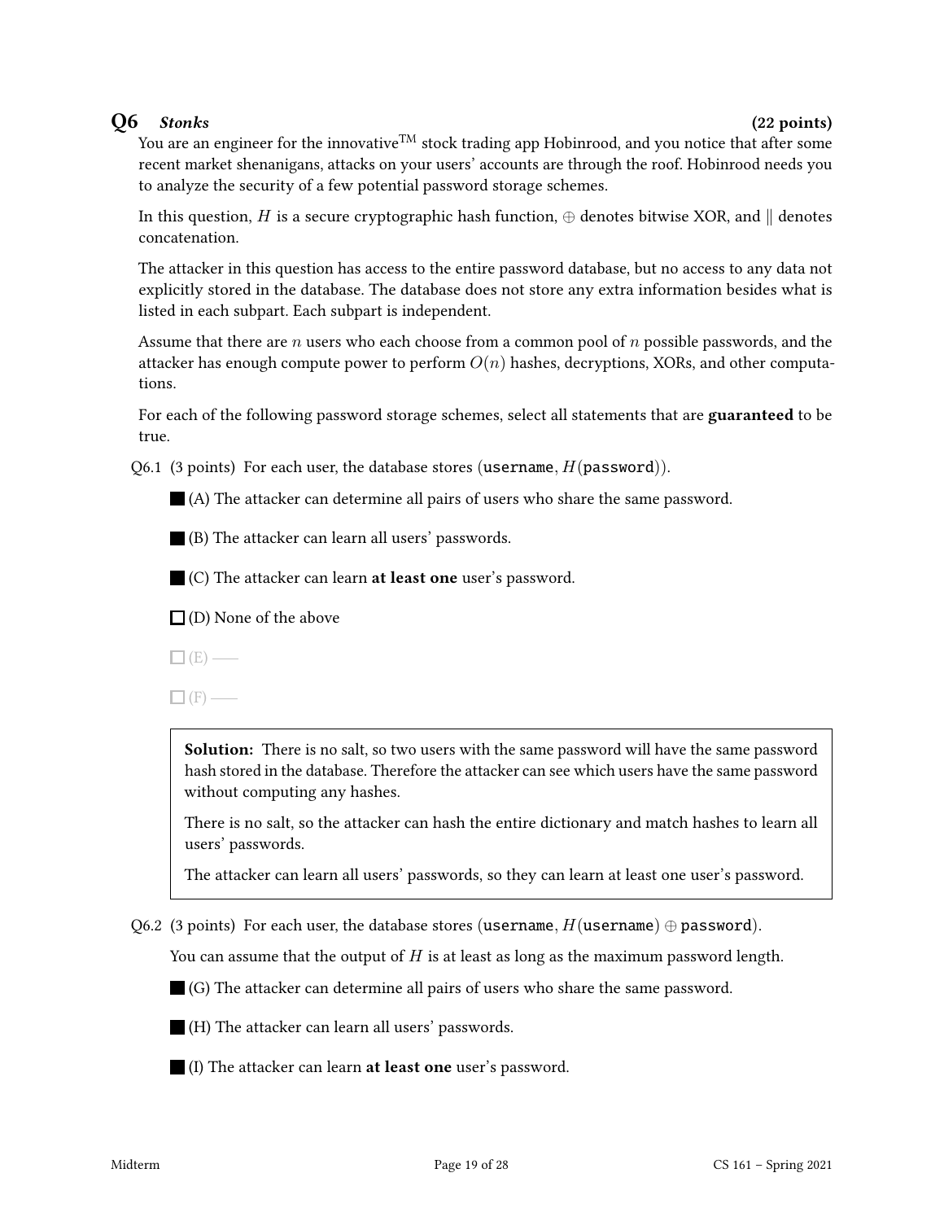## Q6 *Stonks* (22 points)

You are an engineer for the innovative™ stock trading app Hobinrood, and you notice that after some recent market shenanigans, attacks on your users' accounts are through the roof. Hobinrood needs you to analyze the security of a few potential password storage schemes.

In this question, $H$ is a secure cryptographic hash function, $\oplus$ denotes bitwise XOR, and $\|$ denotes concatenation.

The attacker in this question has access to the entire password database, but no access to any data not explicitly stored in the database. The database does not store any extra information besides what is listed in each subpart. Each subpart is independent.

Assume that there are $n$ users who each choose from a common pool of $n$ possible passwords, and the attacker has enough compute power to perform $O(n)$ hashes, decryptions, XORs, and other computations.

For each of the following password storage schemes, select all statements that are **guaranteed** to be true.

Q6.1 (3 points) For each user, the database stores (`username`, $H$(`password`)).

- ■ (A) The attacker can determine all pairs of users who share the same password.
- ■ (B) The attacker can learn all users' passwords.
- ■ (C) The attacker can learn **at least one** user's password.
- ☐ (D) None of the above
- ☐ (E) ——
- ☐ (F) ——

> **Solution:** There is no salt, so two users with the same password will have the same password hash stored in the database. Therefore the attacker can see which users have the same password without computing any hashes.
>
> There is no salt, so the attacker can hash the entire dictionary and match hashes to learn all users' passwords.
>
> The attacker can learn all users' passwords, so they can learn at least one user's password.

Q6.2 (3 points) For each user, the database stores (`username`, $H$(`username`) $\oplus$ `password`).

You can assume that the output of $H$ is at least as long as the maximum password length.

- ■ (G) The attacker can determine all pairs of users who share the same password.
- ■ (H) The attacker can learn all users' passwords.
- ■ (I) The attacker can learn **at least one** user's password.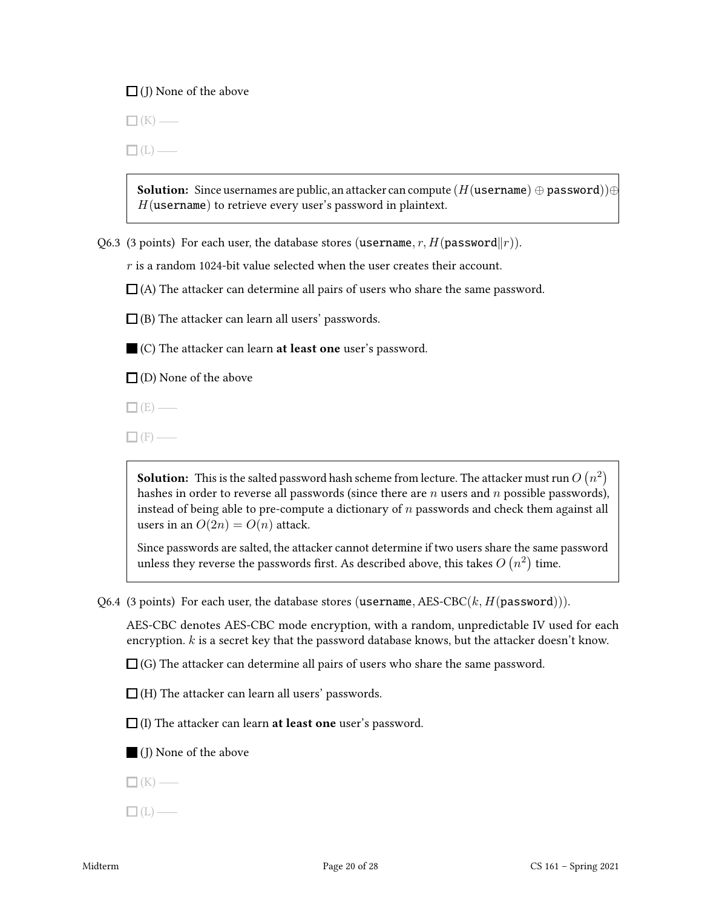☐ (J) None of the above

☐ (K) ——

☐ (L) ——

> **Solution:** Since usernames are public, an attacker can compute $(H(\texttt{username}) \oplus \texttt{password})) \oplus H(\texttt{username})$ to retrieve every user's password in plaintext.

Q6.3 (3 points) For each user, the database stores $(\texttt{username}, r, H(\texttt{password} \| r))$.

$r$ is a random 1024-bit value selected when the user creates their account.

☐ (A) The attacker can determine all pairs of users who share the same password.

☐ (B) The attacker can learn all users' passwords.

■ (C) The attacker can learn **at least one** user's password.

☐ (D) None of the above

☐ (E) ——

☐ (F) ——

> **Solution:** This is the salted password hash scheme from lecture. The attacker must run $O(n^2)$ hashes in order to reverse all passwords (since there are $n$ users and $n$ possible passwords), instead of being able to pre-compute a dictionary of $n$ passwords and check them against all users in an $O(2n) = O(n)$ attack.
>
> Since passwords are salted, the attacker cannot determine if two users share the same password unless they reverse the passwords first. As described above, this takes $O(n^2)$ time.

Q6.4 (3 points) For each user, the database stores $(\texttt{username}, \text{AES-CBC}(k, H(\texttt{password})))$.

AES-CBC denotes AES-CBC mode encryption, with a random, unpredictable IV used for each encryption. $k$ is a secret key that the password database knows, but the attacker doesn't know.

☐ (G) The attacker can determine all pairs of users who share the same password.

☐ (H) The attacker can learn all users' passwords.

☐ (I) The attacker can learn **at least one** user's password.

■ (J) None of the above

☐ (K) ——

☐ (L) ——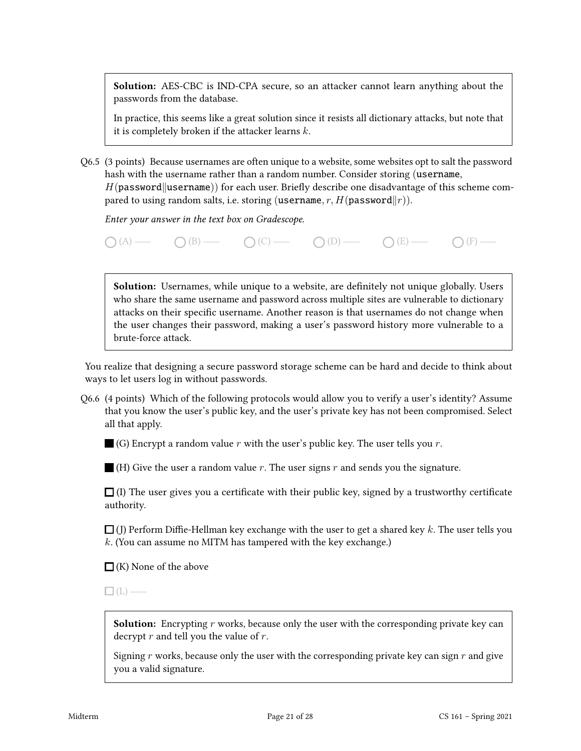> **Solution:** AES-CBC is IND-CPA secure, so an attacker cannot learn anything about the passwords from the database.
>
> In practice, this seems like a great solution since it resists all dictionary attacks, but note that it is completely broken if the attacker learns $k$.

Q6.5 (3 points) Because usernames are often unique to a website, some websites opt to salt the password hash with the username rather than a random number. Consider storing (`username`, $H$(`password`‖`username`)) for each user. Briefly describe one disadvantage of this scheme compared to using random salts, i.e. storing (`username`, $r$, $H$(`password`‖$r$)).

*Enter your answer in the text box on Gradescope.*

○ (A) —— ○ (B) —— ○ (C) —— ○ (D) —— ○ (E) —— ○ (F) ——

> **Solution:** Usernames, while unique to a website, are definitely not unique globally. Users who share the same username and password across multiple sites are vulnerable to dictionary attacks on their specific username. Another reason is that usernames do not change when the user changes their password, making a user's password history more vulnerable to a brute-force attack.

You realize that designing a secure password storage scheme can be hard and decide to think about ways to let users log in without passwords.

Q6.6 (4 points) Which of the following protocols would allow you to verify a user's identity? Assume that you know the user's public key, and the user's private key has not been compromised. Select all that apply.

■ (G) Encrypt a random value $r$ with the user's public key. The user tells you $r$.

■ (H) Give the user a random value $r$. The user signs $r$ and sends you the signature.

☐ (I) The user gives you a certificate with their public key, signed by a trustworthy certificate authority.

☐ (J) Perform Diffie-Hellman key exchange with the user to get a shared key $k$. The user tells you $k$. (You can assume no MITM has tampered with the key exchange.)

☐ (K) None of the above

☐ (L) ——

> **Solution:** Encrypting $r$ works, because only the user with the corresponding private key can decrypt $r$ and tell you the value of $r$.
>
> Signing $r$ works, because only the user with the corresponding private key can sign $r$ and give you a valid signature.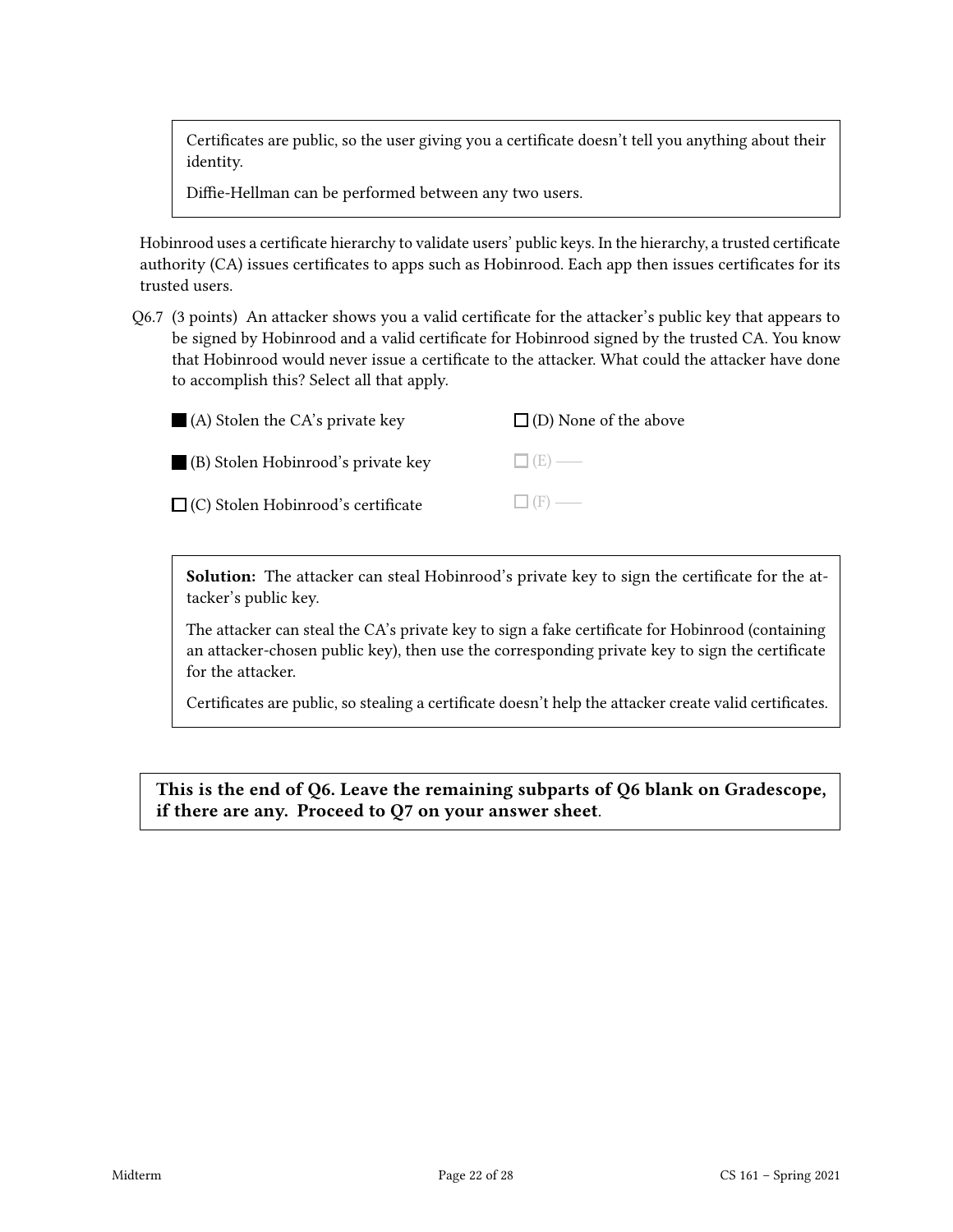> Certificates are public, so the user giving you a certificate doesn't tell you anything about their identity.
>
> Diffie-Hellman can be performed between any two users.

Hobinrood uses a certificate hierarchy to validate users' public keys. In the hierarchy, a trusted certificate authority (CA) issues certificates to apps such as Hobinrood. Each app then issues certificates for its trusted users.

Q6.7 (3 points) An attacker shows you a valid certificate for the attacker's public key that appears to be signed by Hobinrood and a valid certificate for Hobinrood signed by the trusted CA. You know that Hobinrood would never issue a certificate to the attacker. What could the attacker have done to accomplish this? Select all that apply.

- ■ (A) Stolen the CA's private key
- ■ (B) Stolen Hobinrood's private key
- ☐ (C) Stolen Hobinrood's certificate
- ☐ (D) None of the above
- ☐ (E) ——
- ☐ (F) ——

> **Solution:** The attacker can steal Hobinrood's private key to sign the certificate for the attacker's public key.
>
> The attacker can steal the CA's private key to sign a fake certificate for Hobinrood (containing an attacker-chosen public key), then use the corresponding private key to sign the certificate for the attacker.
>
> Certificates are public, so stealing a certificate doesn't help the attacker create valid certificates.

**This is the end of Q6. Leave the remaining subparts of Q6 blank on Gradescope, if there are any. Proceed to Q7 on your answer sheet**.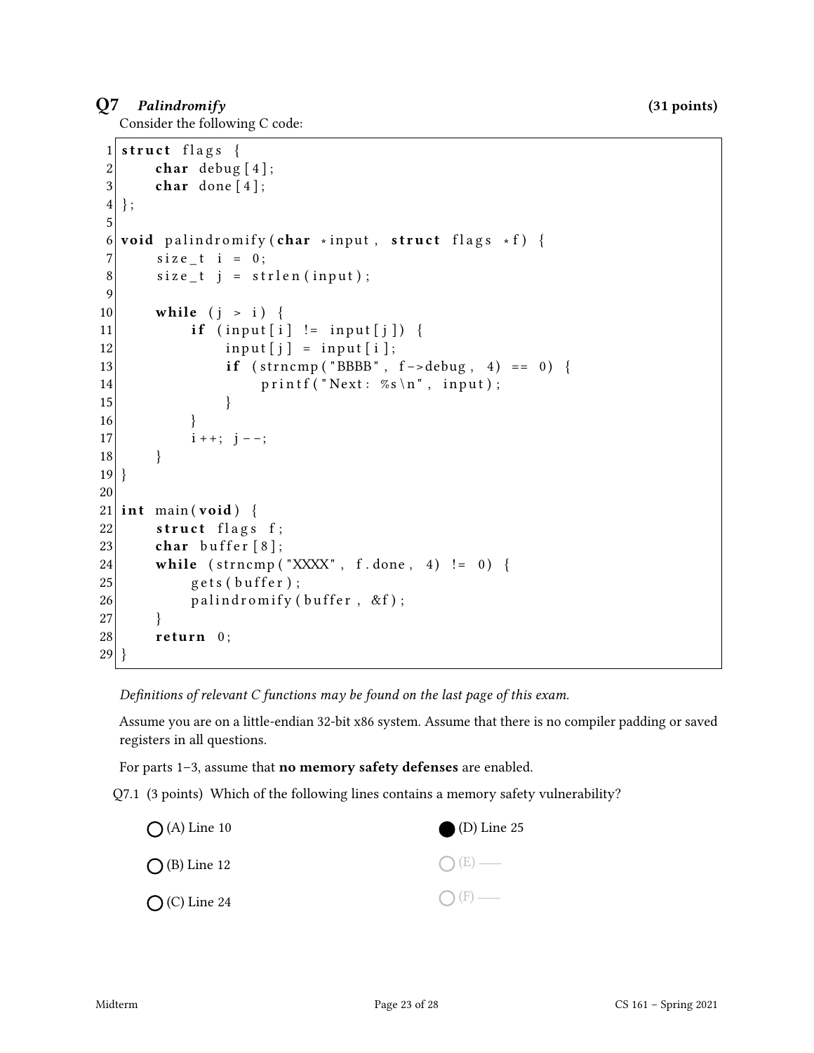## Q7 *Palindromify* (31 points)

Consider the following C code:

```
1  struct flags {
2      char debug[4];
3      char done[4];
4  };
5
6  void palindromify(char *input, struct flags *f) {
7      size_t i = 0;
8      size_t j = strlen(input);
9
10     while (j > i) {
11         if (input[i] != input[j]) {
12             input[j] = input[i];
13             if (strncmp("BBBB", f->debug, 4) == 0) {
14                 printf("Next: %s\n", input);
15             }
16         }
17         i++; j--;
18     }
19 }
20
21 int main(void) {
22     struct flags f;
23     char buffer[8];
24     while (strncmp("XXXX", f.done, 4) != 0) {
25         gets(buffer);
26         palindromify(buffer, &f);
27     }
28     return 0;
29 }
```

*Definitions of relevant C functions may be found on the last page of this exam.*

Assume you are on a little-endian 32-bit x86 system. Assume that there is no compiler padding or saved registers in all questions.

For parts 1–3, assume that **no memory safety defenses** are enabled.

Q7.1 (3 points) Which of the following lines contains a memory safety vulnerability?

- ◯ (A) Line 10
- ◯ (B) Line 12
- ◯ (C) Line 24
- ● (D) Line 25
- ◯ (E) ——
- ◯ (F) ——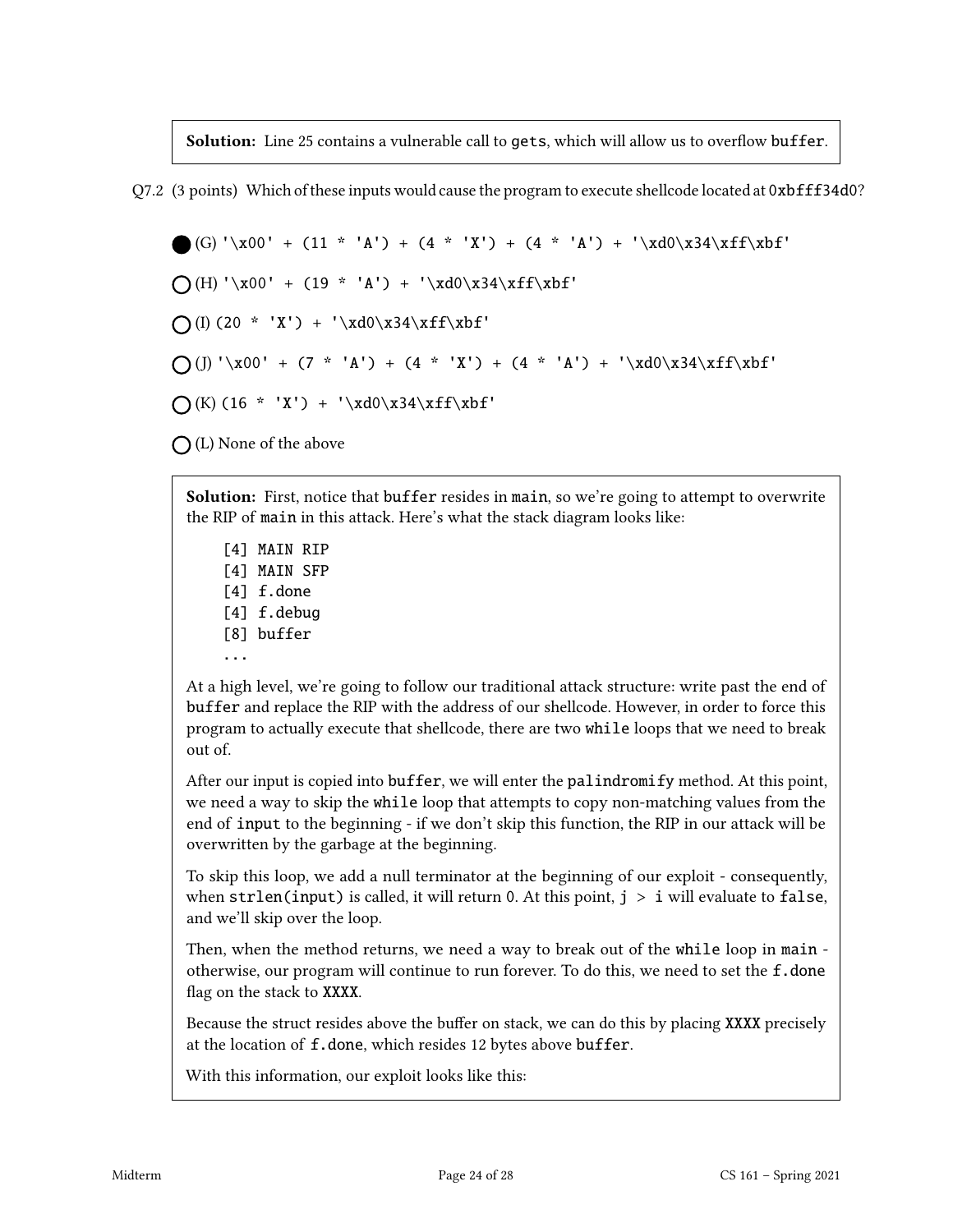**Solution:** Line 25 contains a vulnerable call to `gets`, which will allow us to overflow `buffer`.

Q7.2 (3 points) Which of these inputs would cause the program to execute shellcode located at `0xbfff34d0`?

● (G) `'\x00' + (11 * 'A') + (4 * 'X') + (4 * 'A') + '\xd0\x34\xff\xbf'`

○ (H) `'\x00' + (19 * 'A') + '\xd0\x34\xff\xbf'`

○ (I) `(20 * 'X') + '\xd0\x34\xff\xbf'`

○ (J) `'\x00' + (7 * 'A') + (4 * 'X') + (4 * 'A') + '\xd0\x34\xff\xbf'`

○ (K) `(16 * 'X') + '\xd0\x34\xff\xbf'`

○ (L) None of the above

**Solution:** First, notice that `buffer` resides in `main`, so we're going to attempt to overwrite the RIP of `main` in this attack. Here's what the stack diagram looks like:

```
[4] MAIN RIP
[4] MAIN SFP
[4] f.done
[4] f.debug
[8] buffer
...
```

At a high level, we're going to follow our traditional attack structure: write past the end of `buffer` and replace the RIP with the address of our shellcode. However, in order to force this program to actually execute that shellcode, there are two `while` loops that we need to break out of.

After our input is copied into `buffer`, we will enter the `palindromify` method. At this point, we need a way to skip the `while` loop that attempts to copy non-matching values from the end of `input` to the beginning - if we don't skip this function, the RIP in our attack will be overwritten by the garbage at the beginning.

To skip this loop, we add a null terminator at the beginning of our exploit - consequently, when `strlen(input)` is called, it will return 0. At this point, `j > i` will evaluate to `false`, and we'll skip over the loop.

Then, when the method returns, we need a way to break out of the `while` loop in `main` - otherwise, our program will continue to run forever. To do this, we need to set the `f.done` flag on the stack to `XXXX`.

Because the struct resides above the buffer on stack, we can do this by placing `XXXX` precisely at the location of `f.done`, which resides 12 bytes above `buffer`.

With this information, our exploit looks like this: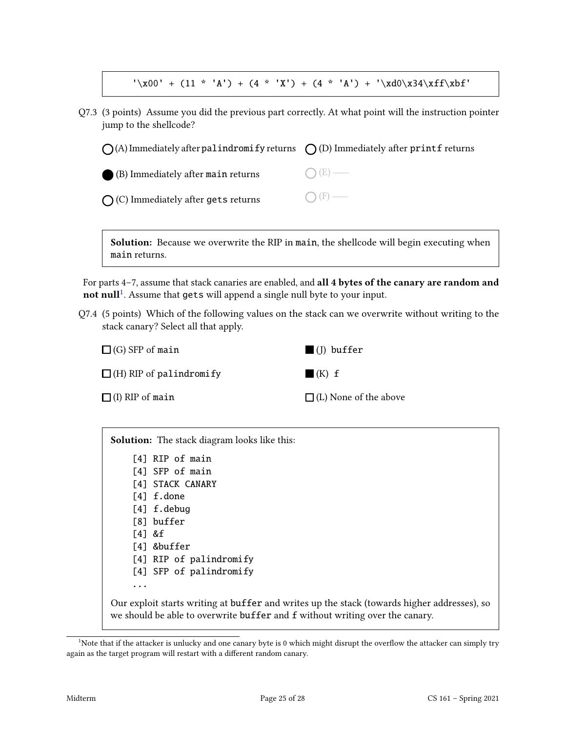```
'\x00' + (11 * 'A') + (4 * 'X') + (4 * 'A') + '\xd0\x34\xff\xbf'
```

Q7.3 (3 points) Assume you did the previous part correctly. At what point will the instruction pointer jump to the shellcode?

◯ (A) Immediately after `palindromify` returns

● (B) Immediately after `main` returns

◯ (C) Immediately after `gets` returns

◯ (D) Immediately after `printf` returns

◯ (E) —

◯ (F) —

> **Solution:** Because we overwrite the RIP in `main`, the shellcode will begin executing when `main` returns.

For parts 4–7, assume that stack canaries are enabled, and **all 4 bytes of the canary are random and not null**[1]. Assume that `gets` will append a single null byte to your input.

Q7.4 (5 points) Which of the following values on the stack can we overwrite without writing to the stack canary? Select all that apply.

☐ (G) SFP of `main`

☐ (H) RIP of `palindromify`

☐ (I) RIP of `main`

■ (J) `buffer`

■ (K) `f`

☐ (L) None of the above

> **Solution:** The stack diagram looks like this:
>
> ```
> [4] RIP of main
> [4] SFP of main
> [4] STACK CANARY
> [4] f.done
> [4] f.debug
> [8] buffer
> [4] &f
> [4] &buffer
> [4] RIP of palindromify
> [4] SFP of palindromify
> ...
> ```
>
> Our exploit starts writing at `buffer` and writes up the stack (towards higher addresses), so we should be able to overwrite `buffer` and `f` without writing over the canary.

[1] Note that if the attacker is unlucky and one canary byte is 0 which might disrupt the overflow the attacker can simply try again as the target program will restart with a different random canary.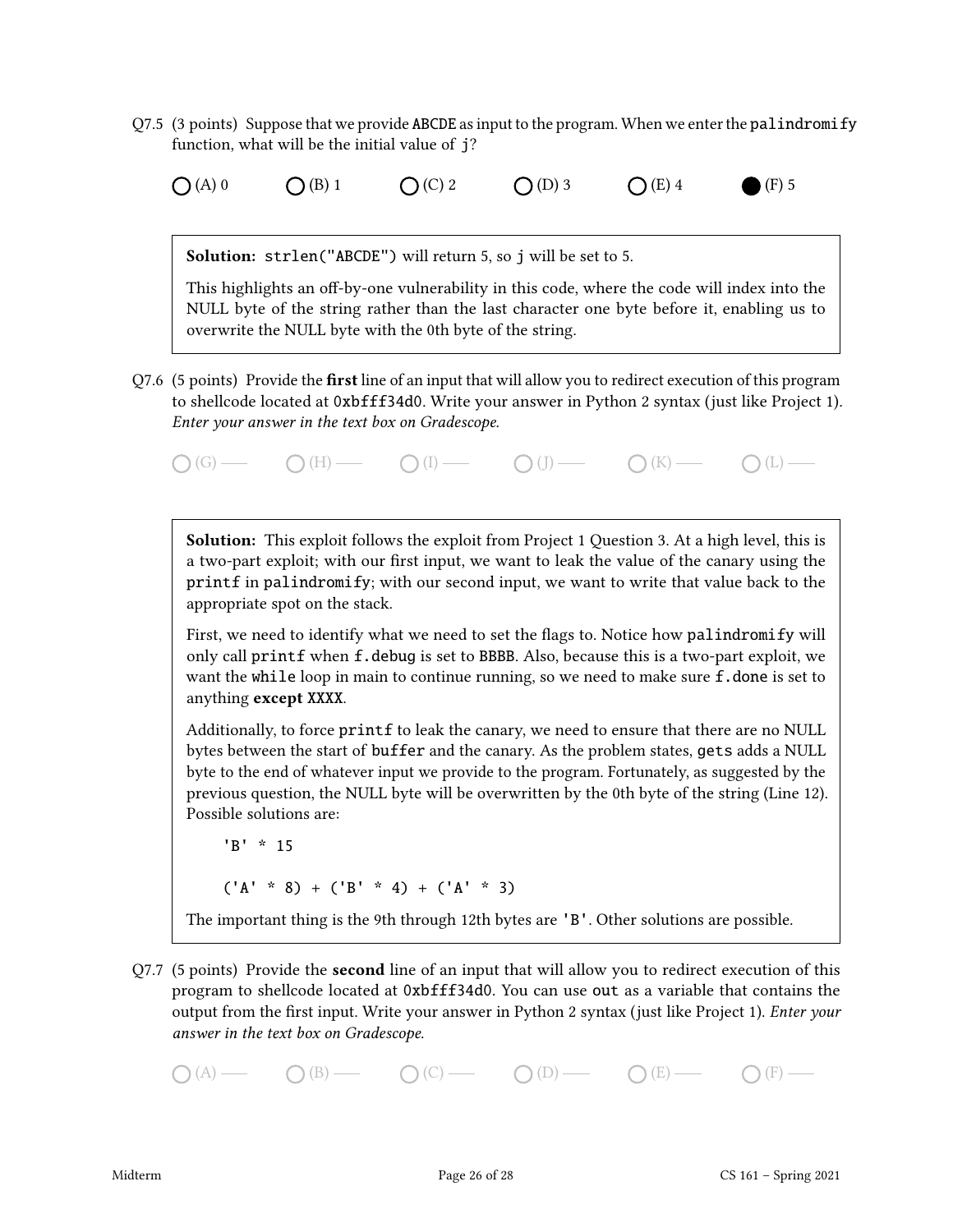Q7.5 (3 points) Suppose that we provide `ABCDE` as input to the program. When we enter the `palindromify` function, what will be the initial value of `j`?

○ (A) 0 ○ (B) 1 ○ (C) 2 ○ (D) 3 ○ (E) 4 ● (F) 5

**Solution:** `strlen("ABCDE")` will return 5, so `j` will be set to 5.

This highlights an off-by-one vulnerability in this code, where the code will index into the NULL byte of the string rather than the last character one byte before it, enabling us to overwrite the NULL byte with the 0th byte of the string.

Q7.6 (5 points) Provide the **first** line of an input that will allow you to redirect execution of this program to shellcode located at `0xbfff34d0`. Write your answer in Python 2 syntax (just like Project 1). *Enter your answer in the text box on Gradescope.*

○ (G) —— ○ (H) —— ○ (I) —— ○ (J) —— ○ (K) —— ○ (L) ——

**Solution:** This exploit follows the exploit from Project 1 Question 3. At a high level, this is a two-part exploit; with our first input, we want to leak the value of the canary using the `printf` in `palindromify`; with our second input, we want to write that value back to the appropriate spot on the stack.

First, we need to identify what we need to set the flags to. Notice how `palindromify` will only call `printf` when `f.debug` is set to `BBBB`. Also, because this is a two-part exploit, we want the `while` loop in main to continue running, so we need to make sure `f.done` is set to anything **except** `XXXX`.

Additionally, to force `printf` to leak the canary, we need to ensure that there are no NULL bytes between the start of `buffer` and the canary. As the problem states, `gets` adds a NULL byte to the end of whatever input we provide to the program. Fortunately, as suggested by the previous question, the NULL byte will be overwritten by the 0th byte of the string (Line 12). Possible solutions are:

```
'B' * 15
```

```
('A' * 8) + ('B' * 4) + ('A' * 3)
```

The important thing is the 9th through 12th bytes are `'B'`. Other solutions are possible.

Q7.7 (5 points) Provide the **second** line of an input that will allow you to redirect execution of this program to shellcode located at `0xbfff34d0`. You can use `out` as a variable that contains the output from the first input. Write your answer in Python 2 syntax (just like Project 1). *Enter your answer in the text box on Gradescope.*

○ (A) —— ○ (B) —— ○ (C) —— ○ (D) —— ○ (E) —— ○ (F) ——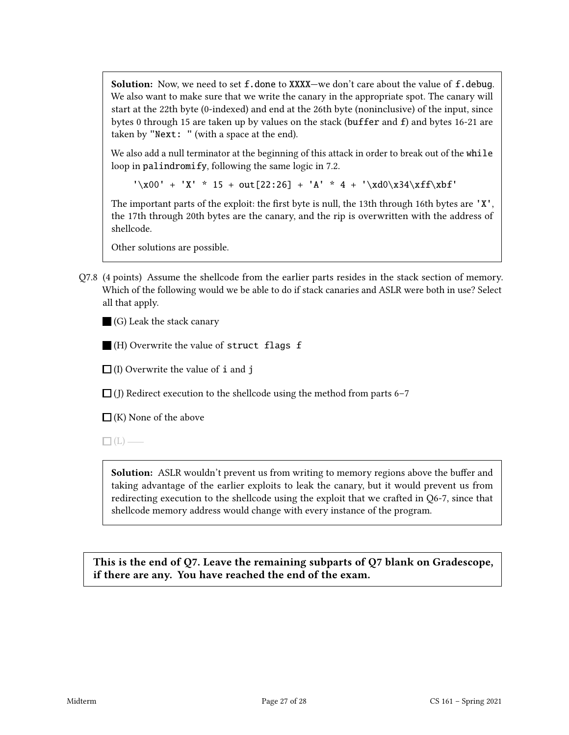**Solution:** Now, we need to set `f.done` to `XXXX`—we don't care about the value of `f.debug`. We also want to make sure that we write the canary in the appropriate spot. The canary will start at the 22th byte (0-indexed) and end at the 26th byte (noninclusive) of the input, since bytes 0 through 15 are taken up by values on the stack (`buffer` and `f`) and bytes 16-21 are taken by `"Next: "` (with a space at the end).

We also add a null terminator at the beginning of this attack in order to break out of the `while` loop in `palindromify`, following the same logic in 7.2.

```
'\x00' + 'X' * 15 + out[22:26] + 'A' * 4 + '\xd0\x34\xff\xbf'
```

The important parts of the exploit: the first byte is null, the 13th through 16th bytes are `'X'`, the 17th through 20th bytes are the canary, and the rip is overwritten with the address of shellcode.

Other solutions are possible.

Q7.8 (4 points) Assume the shellcode from the earlier parts resides in the stack section of memory. Which of the following would we be able to do if stack canaries and ASLR were both in use? Select all that apply.

■ (G) Leak the stack canary

■ (H) Overwrite the value of `struct flags f`

☐ (I) Overwrite the value of `i` and `j`

☐ (J) Redirect execution to the shellcode using the method from parts 6–7

☐ (K) None of the above

☐ (L) ——

**Solution:** ASLR wouldn't prevent us from writing to memory regions above the buffer and taking advantage of the earlier exploits to leak the canary, but it would prevent us from redirecting execution to the shellcode using the exploit that we crafted in Q6-7, since that shellcode memory address would change with every instance of the program.

**This is the end of Q7. Leave the remaining subparts of Q7 blank on Gradescope, if there are any. You have reached the end of the exam.**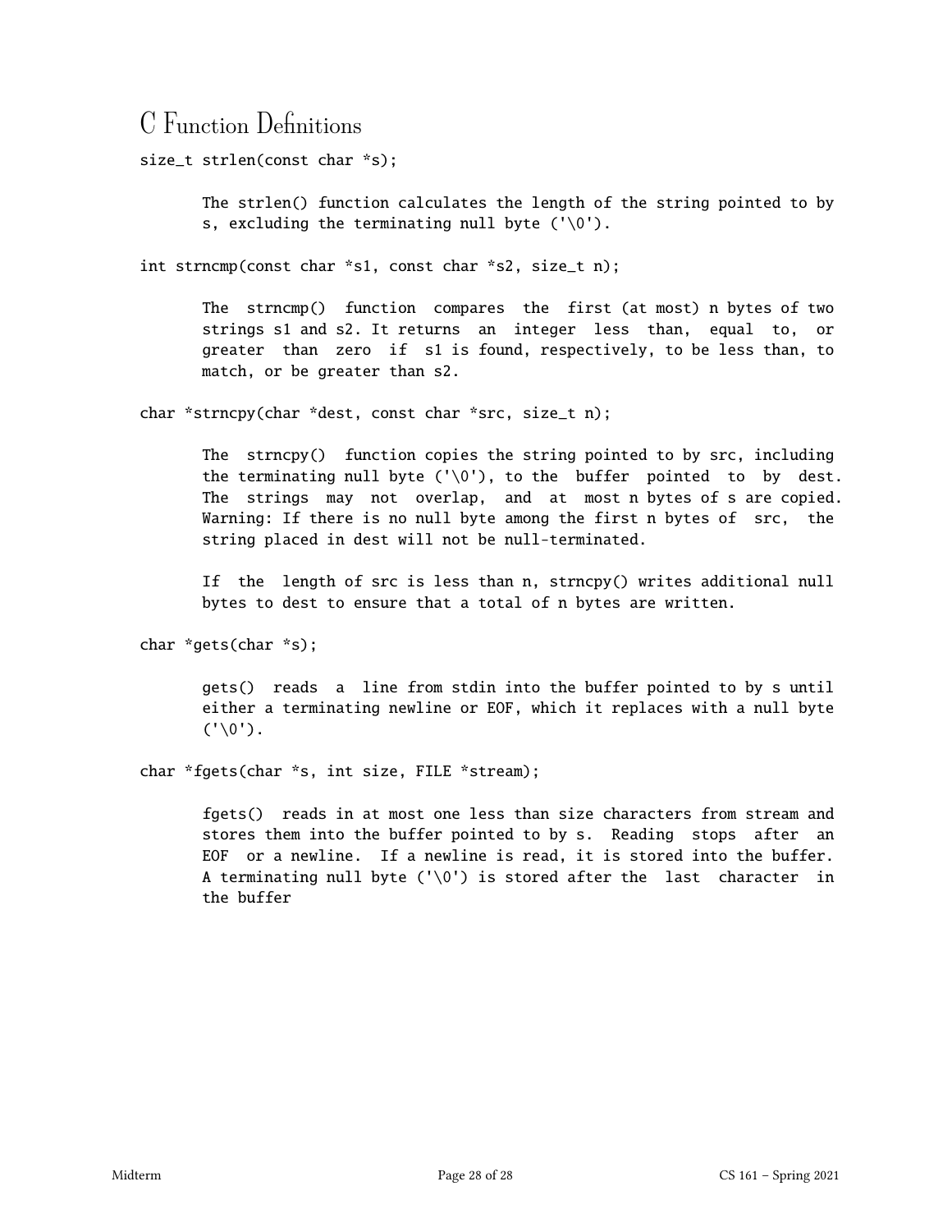# C Function Definitions

```
size_t strlen(const char *s);

       The strlen() function calculates the length of the string pointed to by
       s, excluding the terminating null byte ('\0').

int strncmp(const char *s1, const char *s2, size_t n);

       The  strncmp()  function  compares  the  first (at most) n bytes of two
       strings s1 and s2. It returns  an  integer  less  than,  equal  to,  or
       greater  than  zero  if  s1 is found, respectively, to be less than, to
       match, or be greater than s2.

char *strncpy(char *dest, const char *src, size_t n);

       The  strncpy()  function copies the string pointed to by src, including
       the terminating null byte ('\0'), to the  buffer  pointed  to  by  dest.
       The  strings  may  not  overlap,  and  at  most n bytes of s are copied.
       Warning: If there is no null byte among the first n bytes of  src,  the
       string placed in dest will not be null-terminated.

       If  the  length of src is less than n, strncpy() writes additional null
       bytes to dest to ensure that a total of n bytes are written.

char *gets(char *s);

       gets()  reads  a  line from stdin into the buffer pointed to by s until
       either a terminating newline or EOF, which it replaces with a null byte
       ('\0').

char *fgets(char *s, int size, FILE *stream);

       fgets()  reads in at most one less than size characters from stream and
       stores them into the buffer pointed to by s.  Reading  stops  after  an
       EOF  or a newline.  If a newline is read, it is stored into the buffer.
       A terminating null byte ('\0') is stored after the  last  character  in
       the buffer
```